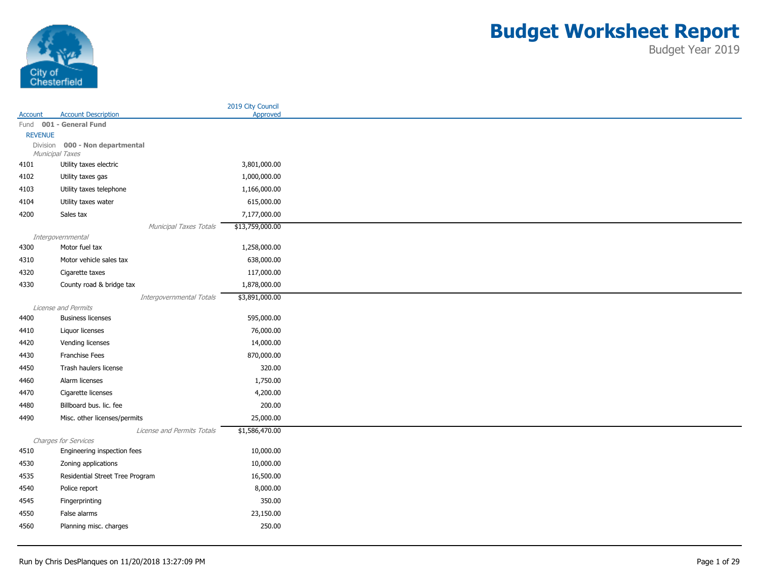# Budget Worksheet Report

Budget Year 2019

| Account | Account Description | 2019 City Council Approved |
|---|---|---|
| Fund **001 - General Fund** | | |
| REVENUE | | |
| Division **000 - Non departmental** | | |
| *Municipal Taxes* | | |
| 4101 | Utility taxes electric | 3,801,000.00 |
| 4102 | Utility taxes gas | 1,000,000.00 |
| 4103 | Utility taxes telephone | 1,166,000.00 |
| 4104 | Utility taxes water | 615,000.00 |
| 4200 | Sales tax | 7,177,000.00 |
| | *Municipal Taxes Totals* | $13,759,000.00 |
| *Intergovernmental* | | |
| 4300 | Motor fuel tax | 1,258,000.00 |
| 4310 | Motor vehicle sales tax | 638,000.00 |
| 4320 | Cigarette taxes | 117,000.00 |
| 4330 | County road & bridge tax | 1,878,000.00 |
| | *Intergovernmental Totals* | $3,891,000.00 |
| *License and Permits* | | |
| 4400 | Business licenses | 595,000.00 |
| 4410 | Liquor licenses | 76,000.00 |
| 4420 | Vending licenses | 14,000.00 |
| 4430 | Franchise Fees | 870,000.00 |
| 4450 | Trash haulers license | 320.00 |
| 4460 | Alarm licenses | 1,750.00 |
| 4470 | Cigarette licenses | 4,200.00 |
| 4480 | Billboard bus. lic. fee | 200.00 |
| 4490 | Misc. other licenses/permits | 25,000.00 |
| | *License and Permits Totals* | $1,586,470.00 |
| *Charges for Services* | | |
| 4510 | Engineering inspection fees | 10,000.00 |
| 4530 | Zoning applications | 10,000.00 |
| 4535 | Residential Street Tree Program | 16,500.00 |
| 4540 | Police report | 8,000.00 |
| 4545 | Fingerprinting | 350.00 |
| 4550 | False alarms | 23,150.00 |
| 4560 | Planning misc. charges | 250.00 |

Run by Chris DesPlanques on 11/20/2018 13:27:09 PM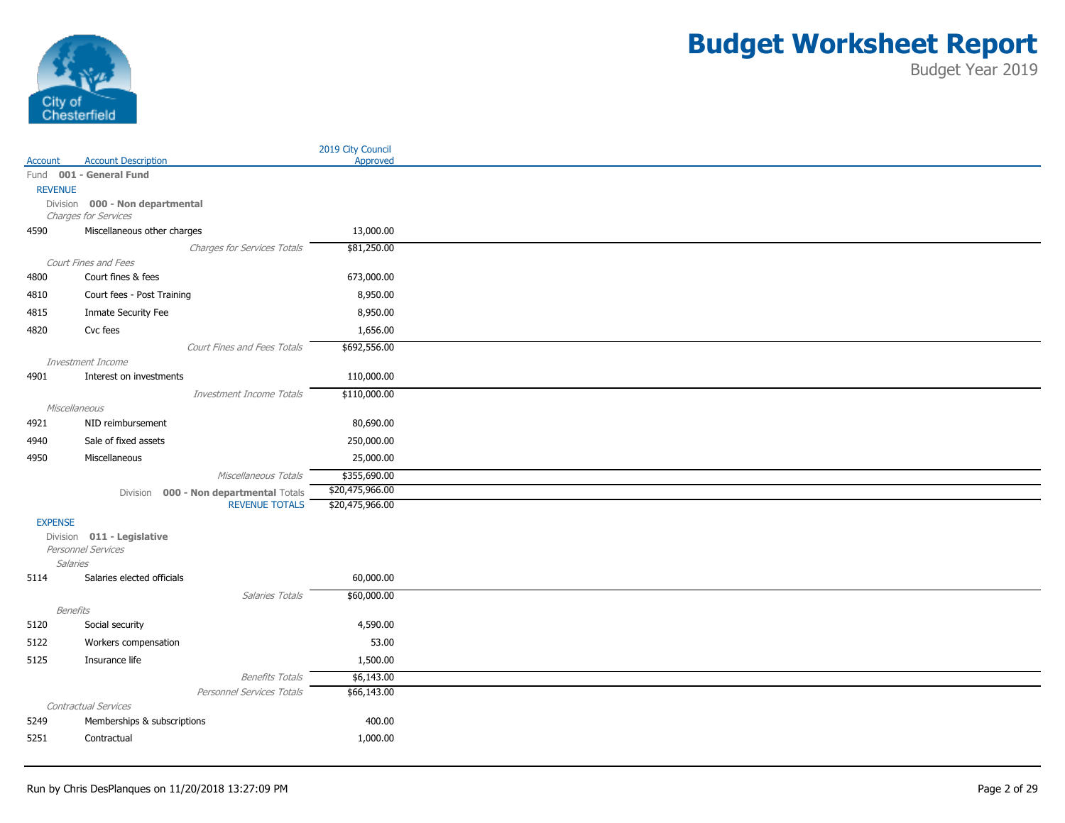# Budget Worksheet Report

Budget Year 2019

| Account | Account Description | 2019 City Council Approved |
|---|---|---|
| Fund **001 - General Fund** | | |
| REVENUE | | |
| Division **000 - Non departmental** | | |
| *Charges for Services* | | |
| 4590 | Miscellaneous other charges | 13,000.00 |
| | *Charges for Services Totals* | $81,250.00 |
| *Court Fines and Fees* | | |
| 4800 | Court fines & fees | 673,000.00 |
| 4810 | Court fees - Post Training | 8,950.00 |
| 4815 | Inmate Security Fee | 8,950.00 |
| 4820 | Cvc fees | 1,656.00 |
| | *Court Fines and Fees Totals* | $692,556.00 |
| *Investment Income* | | |
| 4901 | Interest on investments | 110,000.00 |
| | *Investment Income Totals* | $110,000.00 |
| *Miscellaneous* | | |
| 4921 | NID reimbursement | 80,690.00 |
| 4940 | Sale of fixed assets | 250,000.00 |
| 4950 | Miscellaneous | 25,000.00 |
| | *Miscellaneous Totals* | $355,690.00 |
| | Division **000 - Non departmental** Totals | $20,475,966.00 |
| | REVENUE TOTALS | $20,475,966.00 |
| EXPENSE | | |
| Division **011 - Legislative** | | |
| *Personnel Services* | | |
| *Salaries* | | |
| 5114 | Salaries elected officials | 60,000.00 |
| | *Salaries Totals* | $60,000.00 |
| *Benefits* | | |
| 5120 | Social security | 4,590.00 |
| 5122 | Workers compensation | 53.00 |
| 5125 | Insurance life | 1,500.00 |
| | *Benefits Totals* | $6,143.00 |
| | *Personnel Services Totals* | $66,143.00 |
| *Contractual Services* | | |
| 5249 | Memberships & subscriptions | 400.00 |
| 5251 | Contractual | 1,000.00 |

Run by Chris DesPlanques on 11/20/2018 13:27:09 PM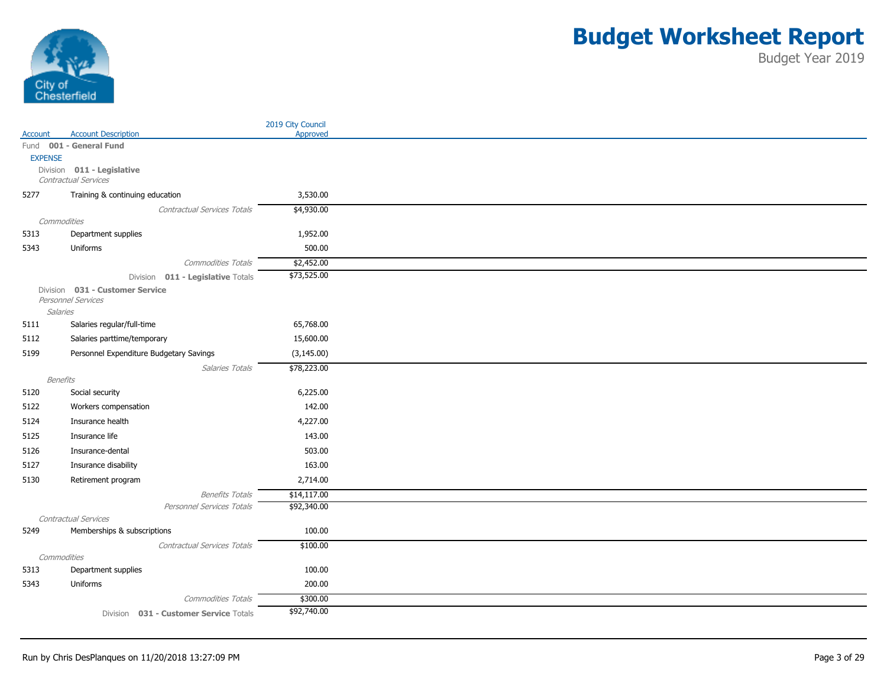# Budget Worksheet Report

Budget Year 2019

| Account | Account Description | 2019 City Council Approved |
|---|---|---|
| Fund **001 - General Fund** | | |
| EXPENSE | | |
| Division **011 - Legislative** | | |
| *Contractual Services* | | |
| 5277 | Training & continuing education | 3,530.00 |
| | *Contractual Services Totals* | $4,930.00 |
| *Commodities* | | |
| 5313 | Department supplies | 1,952.00 |
| 5343 | Uniforms | 500.00 |
| | *Commodities Totals* | $2,452.00 |
| | Division **011 - Legislative** Totals | $73,525.00 |
| Division **031 - Customer Service** | | |
| *Personnel Services* | | |
| *Salaries* | | |
| 5111 | Salaries regular/full-time | 65,768.00 |
| 5112 | Salaries parttime/temporary | 15,600.00 |
| 5199 | Personnel Expenditure Budgetary Savings | (3,145.00) |
| | *Salaries Totals* | $78,223.00 |
| *Benefits* | | |
| 5120 | Social security | 6,225.00 |
| 5122 | Workers compensation | 142.00 |
| 5124 | Insurance health | 4,227.00 |
| 5125 | Insurance life | 143.00 |
| 5126 | Insurance-dental | 503.00 |
| 5127 | Insurance disability | 163.00 |
| 5130 | Retirement program | 2,714.00 |
| | *Benefits Totals* | $14,117.00 |
| | *Personnel Services Totals* | $92,340.00 |
| *Contractual Services* | | |
| 5249 | Memberships & subscriptions | 100.00 |
| | *Contractual Services Totals* | $100.00 |
| *Commodities* | | |
| 5313 | Department supplies | 100.00 |
| 5343 | Uniforms | 200.00 |
| | *Commodities Totals* | $300.00 |
| | Division **031 - Customer Service** Totals | $92,740.00 |

Run by Chris DesPlanques on 11/20/2018 13:27:09 PM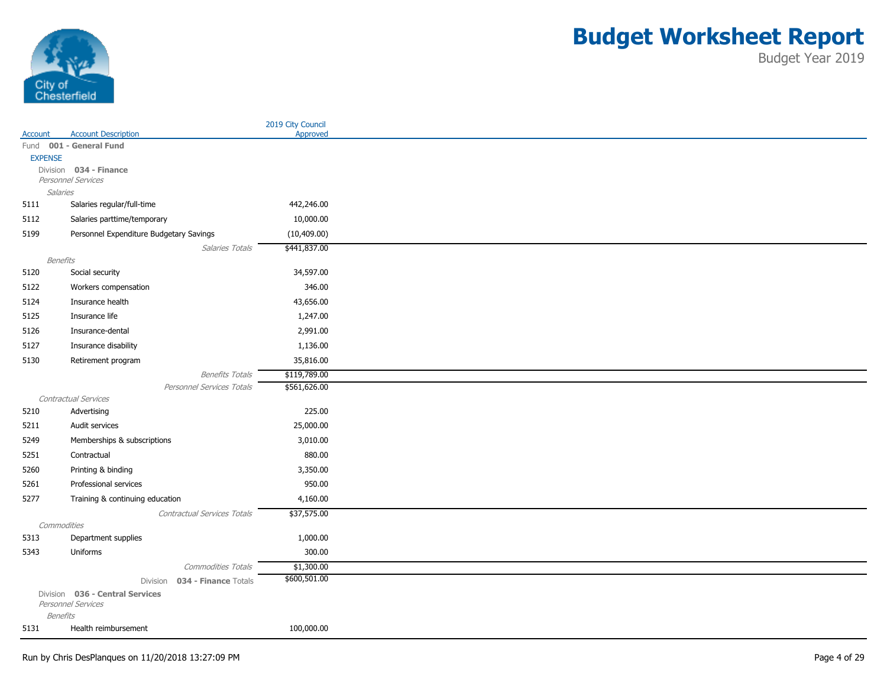# Budget Worksheet Report

Budget Year 2019

| Account | Account Description | 2019 City Council Approved |
|---|---|---|
| Fund **001 - General Fund** | | |
| EXPENSE | | |
| Division **034 - Finance** | | |
| *Personnel Services* | | |
| *Salaries* | | |
| 5111 | Salaries regular/full-time | 442,246.00 |
| 5112 | Salaries parttime/temporary | 10,000.00 |
| 5199 | Personnel Expenditure Budgetary Savings | (10,409.00) |
| | *Salaries Totals* | $441,837.00 |
| *Benefits* | | |
| 5120 | Social security | 34,597.00 |
| 5122 | Workers compensation | 346.00 |
| 5124 | Insurance health | 43,656.00 |
| 5125 | Insurance life | 1,247.00 |
| 5126 | Insurance-dental | 2,991.00 |
| 5127 | Insurance disability | 1,136.00 |
| 5130 | Retirement program | 35,816.00 |
| | *Benefits Totals* | $119,789.00 |
| | *Personnel Services Totals* | $561,626.00 |
| *Contractual Services* | | |
| 5210 | Advertising | 225.00 |
| 5211 | Audit services | 25,000.00 |
| 5249 | Memberships & subscriptions | 3,010.00 |
| 5251 | Contractual | 880.00 |
| 5260 | Printing & binding | 3,350.00 |
| 5261 | Professional services | 950.00 |
| 5277 | Training & continuing education | 4,160.00 |
| | *Contractual Services Totals* | $37,575.00 |
| *Commodities* | | |
| 5313 | Department supplies | 1,000.00 |
| 5343 | Uniforms | 300.00 |
| | *Commodities Totals* | $1,300.00 |
| | Division **034 - Finance** Totals | $600,501.00 |
| Division **036 - Central Services** | | |
| *Personnel Services* | | |
| *Benefits* | | |
| 5131 | Health reimbursement | 100,000.00 |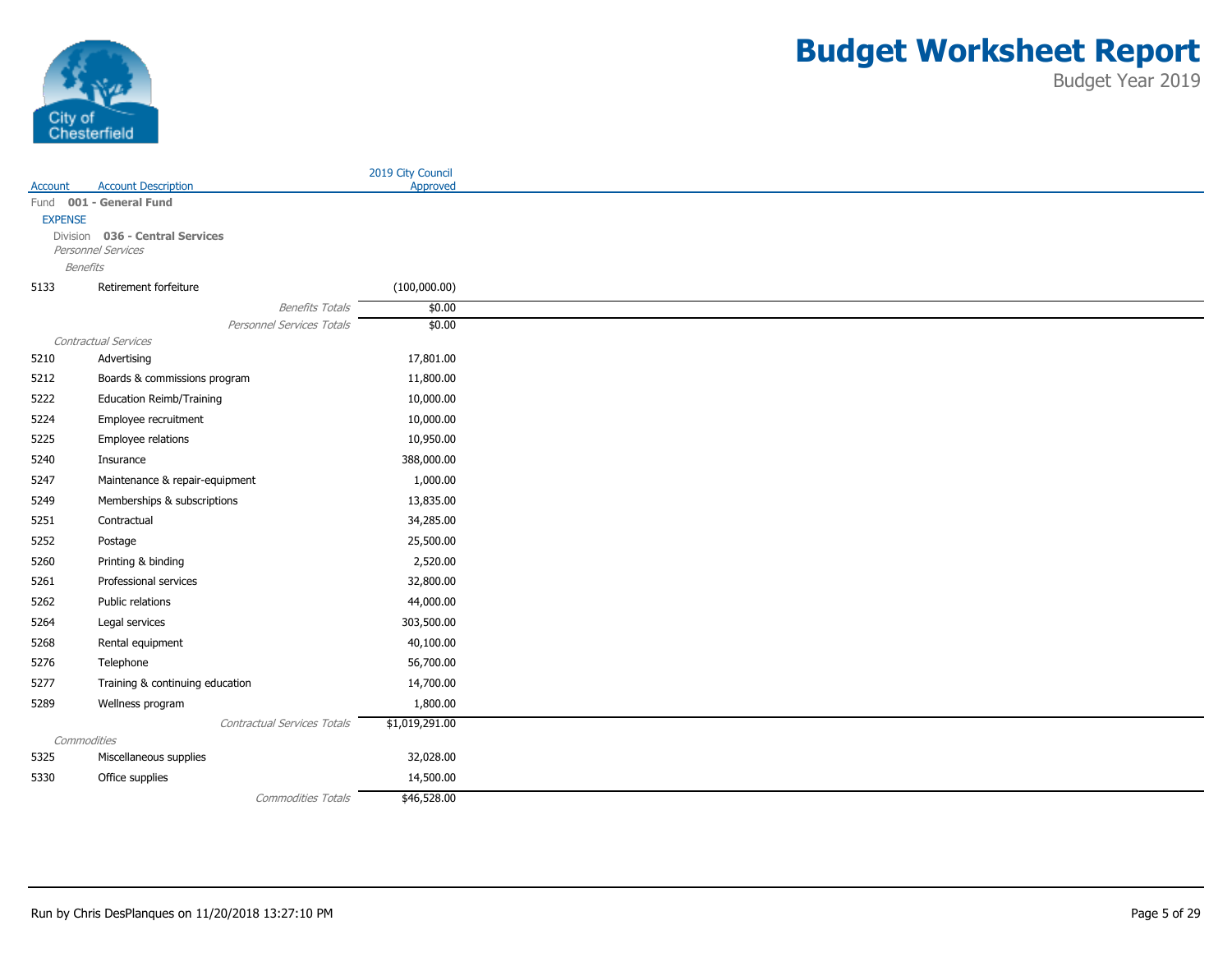# Budget Worksheet Report

Budget Year 2019

City of Chesterfield

| Account | Account Description | 2019 City Council Approved |
|---|---|---|
| Fund **001 - General Fund** | | |
| EXPENSE | | |
| Division **036 - Central Services** | | |
| *Personnel Services* | | |
| *Benefits* | | |
| 5133 | Retirement forfeiture | (100,000.00) |
| | *Benefits Totals* | $0.00 |
| | *Personnel Services Totals* | $0.00 |
| *Contractual Services* | | |
| 5210 | Advertising | 17,801.00 |
| 5212 | Boards & commissions program | 11,800.00 |
| 5222 | Education Reimb/Training | 10,000.00 |
| 5224 | Employee recruitment | 10,000.00 |
| 5225 | Employee relations | 10,950.00 |
| 5240 | Insurance | 388,000.00 |
| 5247 | Maintenance & repair-equipment | 1,000.00 |
| 5249 | Memberships & subscriptions | 13,835.00 |
| 5251 | Contractual | 34,285.00 |
| 5252 | Postage | 25,500.00 |
| 5260 | Printing & binding | 2,520.00 |
| 5261 | Professional services | 32,800.00 |
| 5262 | Public relations | 44,000.00 |
| 5264 | Legal services | 303,500.00 |
| 5268 | Rental equipment | 40,100.00 |
| 5276 | Telephone | 56,700.00 |
| 5277 | Training & continuing education | 14,700.00 |
| 5289 | Wellness program | 1,800.00 |
| | *Contractual Services Totals* | $1,019,291.00 |
| *Commodities* | | |
| 5325 | Miscellaneous supplies | 32,028.00 |
| 5330 | Office supplies | 14,500.00 |
| | *Commodities Totals* | $46,528.00 |

Run by Chris DesPlanques on 11/20/2018 13:27:10 PM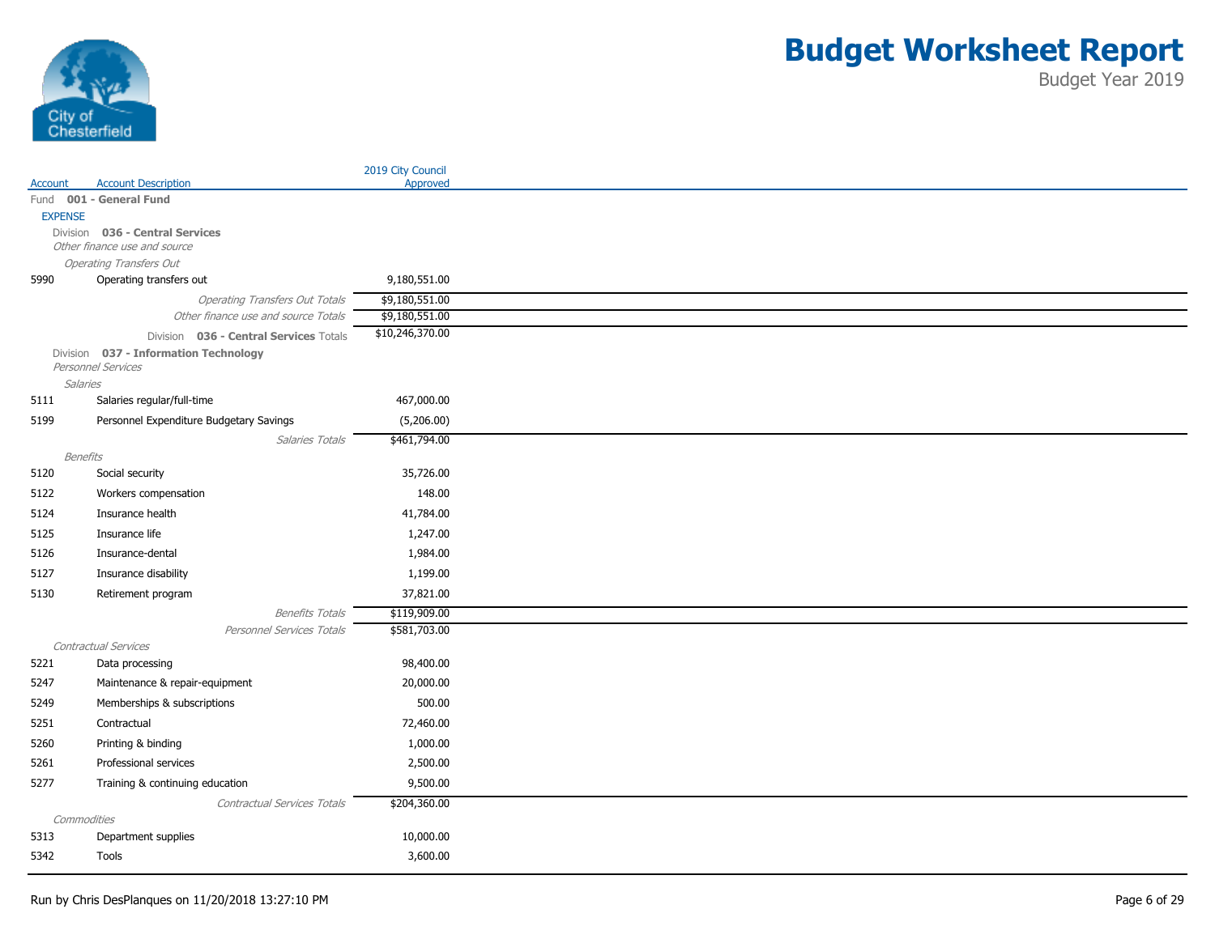# Budget Worksheet Report

Budget Year 2019

City of Chesterfield

| Account | Account Description | 2019 City Council Approved |
|---|---|---|
| Fund **001 - General Fund** | | |
| EXPENSE | | |
| Division **036 - Central Services** | | |
| *Other finance use and source* | | |
| *Operating Transfers Out* | | |
| 5990 | Operating transfers out | 9,180,551.00 |
| | *Operating Transfers Out Totals* | $9,180,551.00 |
| | *Other finance use and source Totals* | $9,180,551.00 |
| | Division **036 - Central Services** Totals | $10,246,370.00 |
| Division **037 - Information Technology** | | |
| *Personnel Services* | | |
| *Salaries* | | |
| 5111 | Salaries regular/full-time | 467,000.00 |
| 5199 | Personnel Expenditure Budgetary Savings | (5,206.00) |
| | *Salaries Totals* | $461,794.00 |
| *Benefits* | | |
| 5120 | Social security | 35,726.00 |
| 5122 | Workers compensation | 148.00 |
| 5124 | Insurance health | 41,784.00 |
| 5125 | Insurance life | 1,247.00 |
| 5126 | Insurance-dental | 1,984.00 |
| 5127 | Insurance disability | 1,199.00 |
| 5130 | Retirement program | 37,821.00 |
| | *Benefits Totals* | $119,909.00 |
| | *Personnel Services Totals* | $581,703.00 |
| *Contractual Services* | | |
| 5221 | Data processing | 98,400.00 |
| 5247 | Maintenance & repair-equipment | 20,000.00 |
| 5249 | Memberships & subscriptions | 500.00 |
| 5251 | Contractual | 72,460.00 |
| 5260 | Printing & binding | 1,000.00 |
| 5261 | Professional services | 2,500.00 |
| 5277 | Training & continuing education | 9,500.00 |
| | *Contractual Services Totals* | $204,360.00 |
| *Commodities* | | |
| 5313 | Department supplies | 10,000.00 |
| 5342 | Tools | 3,600.00 |

Run by Chris DesPlanques on 11/20/2018 13:27:10 PM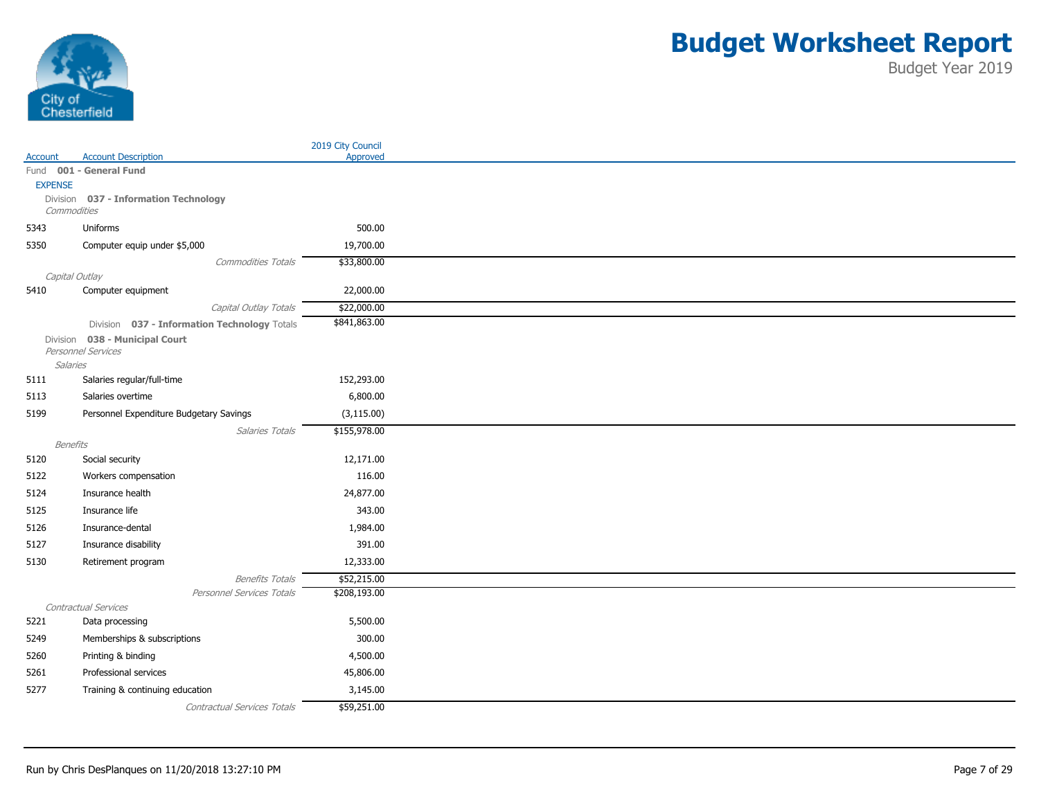# Budget Worksheet Report

Budget Year 2019

| Account | Account Description | 2019 City Council Approved |
|---|---|---|
| Fund **001 - General Fund** | | |
| EXPENSE | | |
| Division **037 - Information Technology** | | |
| *Commodities* | | |
| 5343 | Uniforms | 500.00 |
| 5350 | Computer equip under $5,000 | 19,700.00 |
| | *Commodities Totals* | $33,800.00 |
| *Capital Outlay* | | |
| 5410 | Computer equipment | 22,000.00 |
| | *Capital Outlay Totals* | $22,000.00 |
| | Division **037 - Information Technology** Totals | $841,863.00 |
| Division **038 - Municipal Court** | | |
| *Personnel Services* | | |
| *Salaries* | | |
| 5111 | Salaries regular/full-time | 152,293.00 |
| 5113 | Salaries overtime | 6,800.00 |
| 5199 | Personnel Expenditure Budgetary Savings | (3,115.00) |
| | *Salaries Totals* | $155,978.00 |
| *Benefits* | | |
| 5120 | Social security | 12,171.00 |
| 5122 | Workers compensation | 116.00 |
| 5124 | Insurance health | 24,877.00 |
| 5125 | Insurance life | 343.00 |
| 5126 | Insurance-dental | 1,984.00 |
| 5127 | Insurance disability | 391.00 |
| 5130 | Retirement program | 12,333.00 |
| | *Benefits Totals* | $52,215.00 |
| | *Personnel Services Totals* | $208,193.00 |
| *Contractual Services* | | |
| 5221 | Data processing | 5,500.00 |
| 5249 | Memberships & subscriptions | 300.00 |
| 5260 | Printing & binding | 4,500.00 |
| 5261 | Professional services | 45,806.00 |
| 5277 | Training & continuing education | 3,145.00 |
| | *Contractual Services Totals* | $59,251.00 |

Run by Chris DesPlanques on 11/20/2018 13:27:10 PM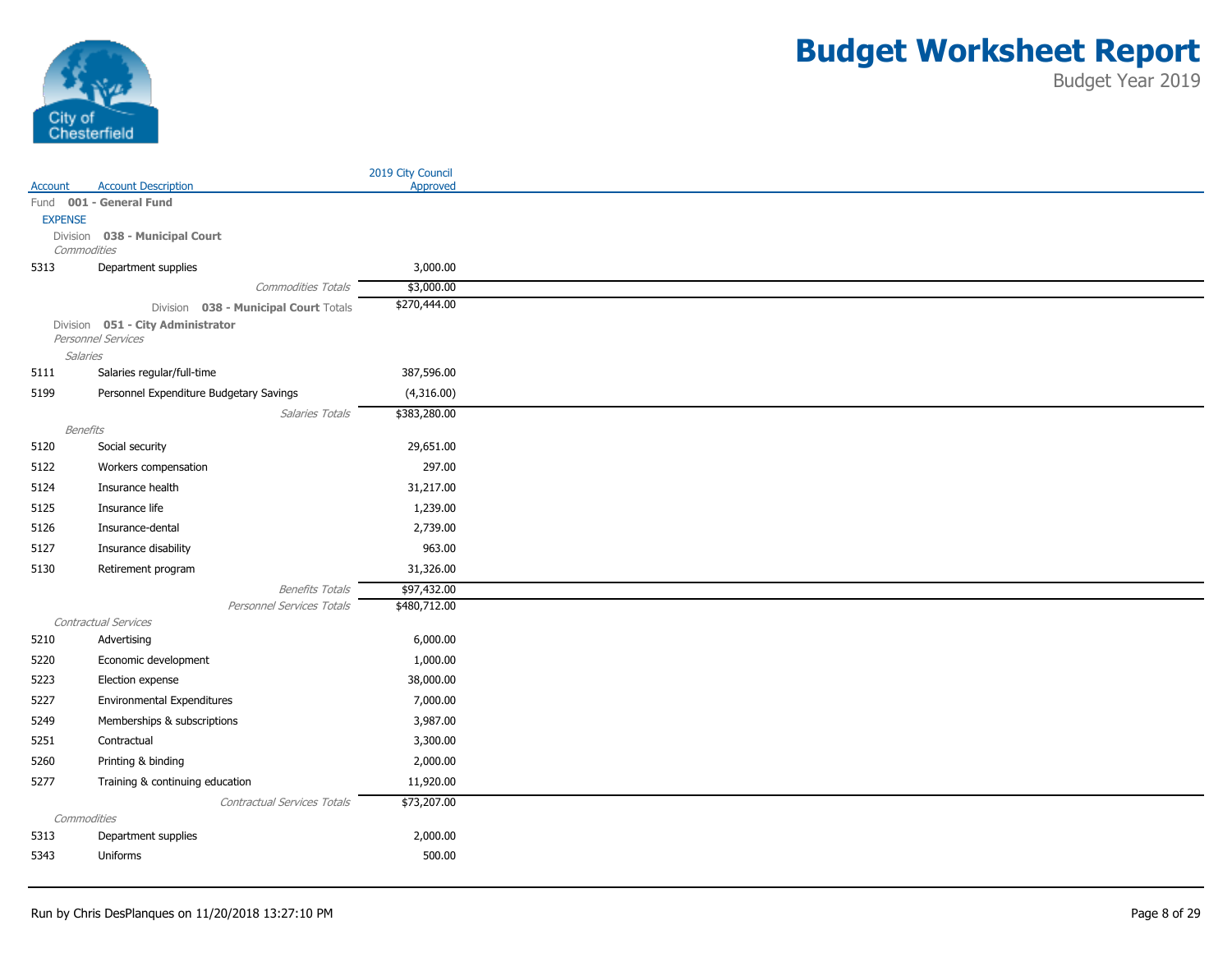# Budget Worksheet Report

Budget Year 2019

| Account | Account Description | 2019 City Council Approved |
|---|---|---|
| Fund **001 - General Fund** | | |
| EXPENSE | | |
| Division **038 - Municipal Court** | | |
| *Commodities* | | |
| 5313 | Department supplies | 3,000.00 |
| | *Commodities Totals* | $3,000.00 |
| | Division **038 - Municipal Court** Totals | $270,444.00 |
| Division **051 - City Administrator** | | |
| *Personnel Services* | | |
| *Salaries* | | |
| 5111 | Salaries regular/full-time | 387,596.00 |
| 5199 | Personnel Expenditure Budgetary Savings | (4,316.00) |
| | *Salaries Totals* | $383,280.00 |
| *Benefits* | | |
| 5120 | Social security | 29,651.00 |
| 5122 | Workers compensation | 297.00 |
| 5124 | Insurance health | 31,217.00 |
| 5125 | Insurance life | 1,239.00 |
| 5126 | Insurance-dental | 2,739.00 |
| 5127 | Insurance disability | 963.00 |
| 5130 | Retirement program | 31,326.00 |
| | *Benefits Totals* | $97,432.00 |
| | *Personnel Services Totals* | $480,712.00 |
| *Contractual Services* | | |
| 5210 | Advertising | 6,000.00 |
| 5220 | Economic development | 1,000.00 |
| 5223 | Election expense | 38,000.00 |
| 5227 | Environmental Expenditures | 7,000.00 |
| 5249 | Memberships & subscriptions | 3,987.00 |
| 5251 | Contractual | 3,300.00 |
| 5260 | Printing & binding | 2,000.00 |
| 5277 | Training & continuing education | 11,920.00 |
| | *Contractual Services Totals* | $73,207.00 |
| *Commodities* | | |
| 5313 | Department supplies | 2,000.00 |
| 5343 | Uniforms | 500.00 |

Run by Chris DesPlanques on 11/20/2018 13:27:10 PM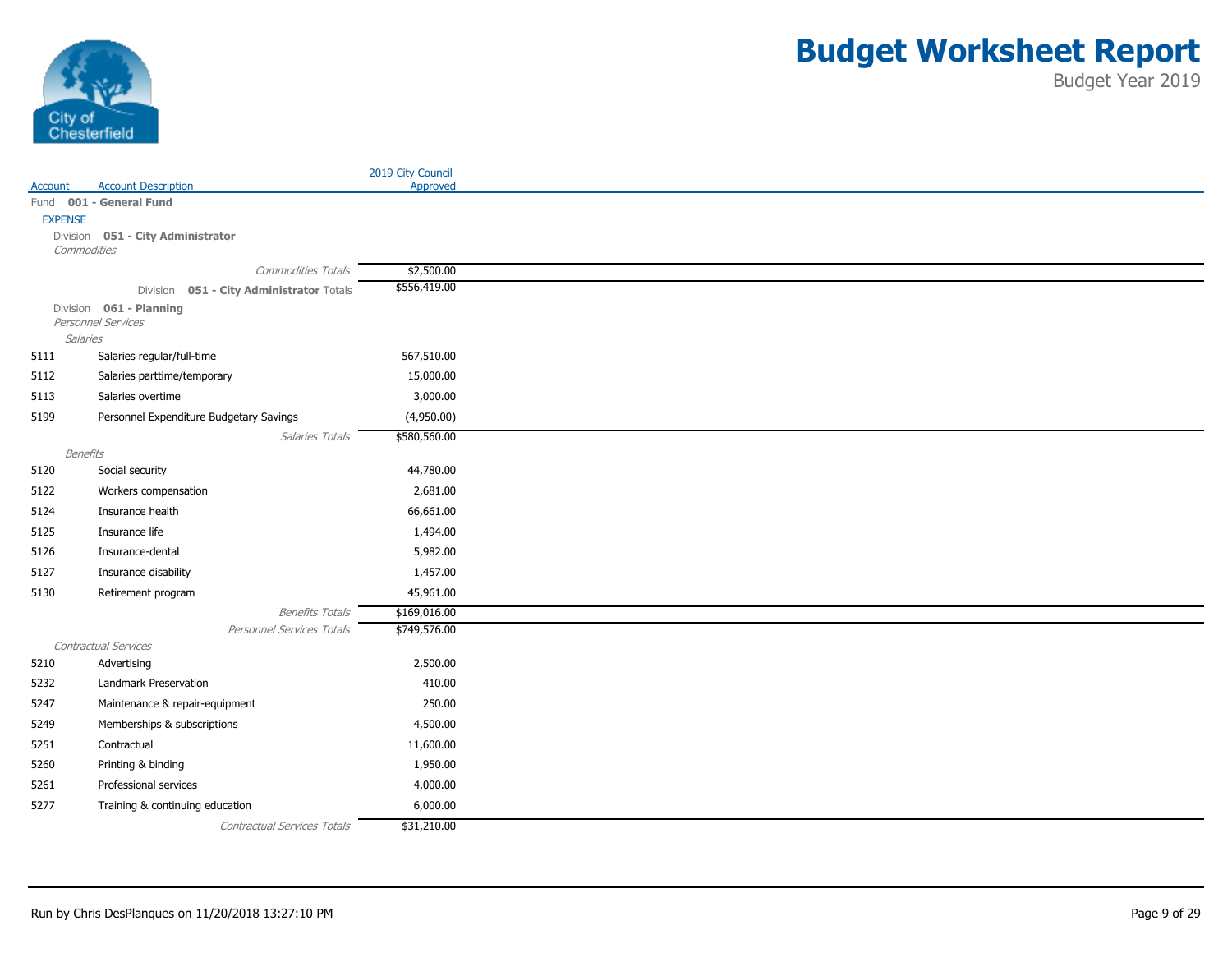# Budget Worksheet Report

Budget Year 2019

| Account | Account Description | 2019 City Council Approved |
|---|---|---|
| Fund | **001 - General Fund** | |
| EXPENSE | | |
| Division | **051 - City Administrator** | |
| | *Commodities* | |
| | *Commodities Totals* | $2,500.00 |
| | Division **051 - City Administrator** Totals | $556,419.00 |
| Division | **061 - Planning** | |
| | *Personnel Services* | |
| | *Salaries* | |
| 5111 | Salaries regular/full-time | 567,510.00 |
| 5112 | Salaries parttime/temporary | 15,000.00 |
| 5113 | Salaries overtime | 3,000.00 |
| 5199 | Personnel Expenditure Budgetary Savings | (4,950.00) |
| | *Salaries Totals* | $580,560.00 |
| | *Benefits* | |
| 5120 | Social security | 44,780.00 |
| 5122 | Workers compensation | 2,681.00 |
| 5124 | Insurance health | 66,661.00 |
| 5125 | Insurance life | 1,494.00 |
| 5126 | Insurance-dental | 5,982.00 |
| 5127 | Insurance disability | 1,457.00 |
| 5130 | Retirement program | 45,961.00 |
| | *Benefits Totals* | $169,016.00 |
| | *Personnel Services Totals* | $749,576.00 |
| | *Contractual Services* | |
| 5210 | Advertising | 2,500.00 |
| 5232 | Landmark Preservation | 410.00 |
| 5247 | Maintenance & repair-equipment | 250.00 |
| 5249 | Memberships & subscriptions | 4,500.00 |
| 5251 | Contractual | 11,600.00 |
| 5260 | Printing & binding | 1,950.00 |
| 5261 | Professional services | 4,000.00 |
| 5277 | Training & continuing education | 6,000.00 |
| | *Contractual Services Totals* | $31,210.00 |

Run by Chris DesPlanques on 11/20/2018 13:27:10 PM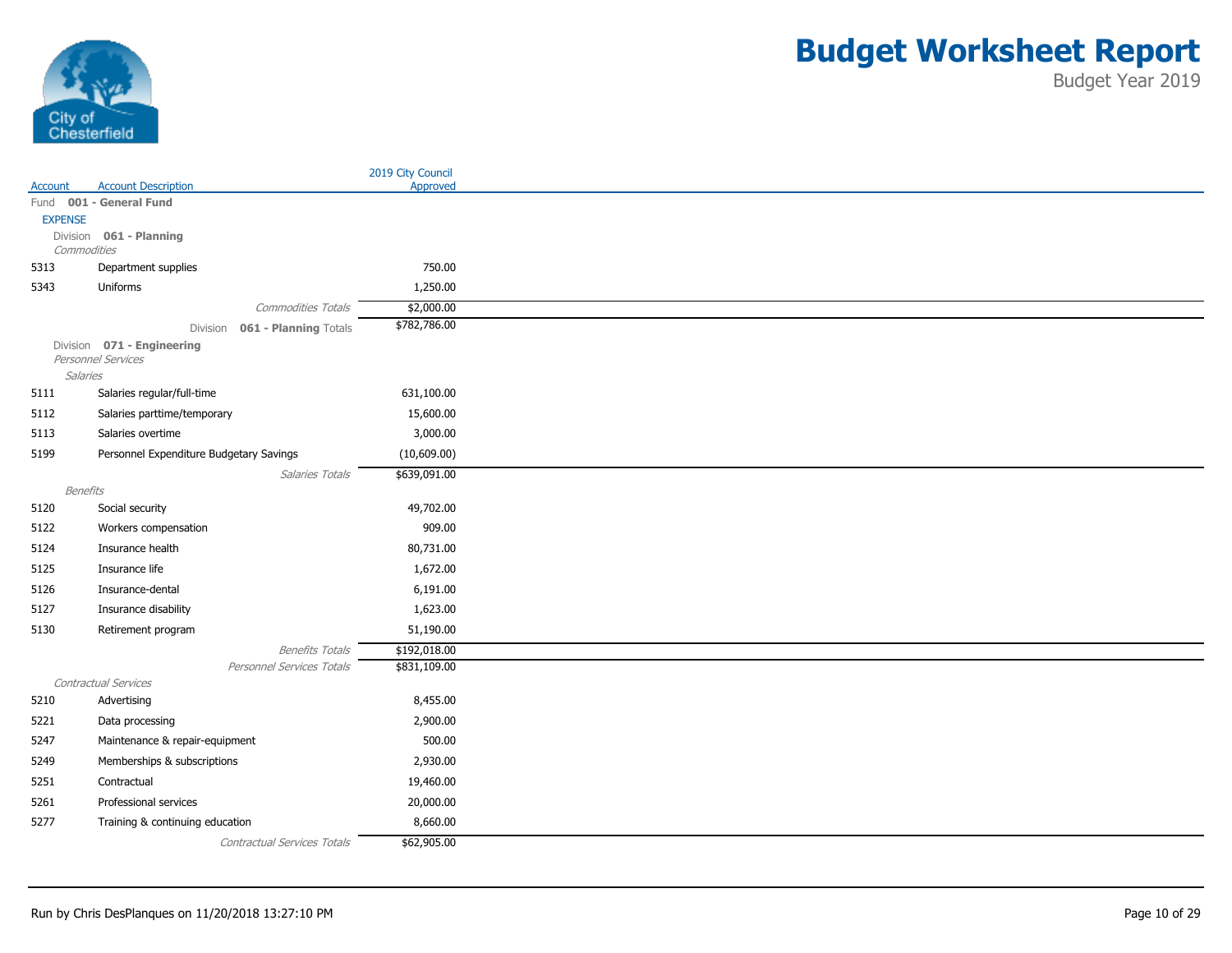# Budget Worksheet Report

Budget Year 2019

| Account | Account Description | 2019 City Council Approved |
|---|---|---|
| Fund **001 - General Fund** | | |
| EXPENSE | | |
| Division **061 - Planning** | | |
| *Commodities* | | |
| 5313 | Department supplies | 750.00 |
| 5343 | Uniforms | 1,250.00 |
| | *Commodities Totals* | $2,000.00 |
| | Division **061 - Planning** Totals | $782,786.00 |
| Division **071 - Engineering** | | |
| *Personnel Services* | | |
| *Salaries* | | |
| 5111 | Salaries regular/full-time | 631,100.00 |
| 5112 | Salaries parttime/temporary | 15,600.00 |
| 5113 | Salaries overtime | 3,000.00 |
| 5199 | Personnel Expenditure Budgetary Savings | (10,609.00) |
| | *Salaries Totals* | $639,091.00 |
| *Benefits* | | |
| 5120 | Social security | 49,702.00 |
| 5122 | Workers compensation | 909.00 |
| 5124 | Insurance health | 80,731.00 |
| 5125 | Insurance life | 1,672.00 |
| 5126 | Insurance-dental | 6,191.00 |
| 5127 | Insurance disability | 1,623.00 |
| 5130 | Retirement program | 51,190.00 |
| | *Benefits Totals* | $192,018.00 |
| | *Personnel Services Totals* | $831,109.00 |
| *Contractual Services* | | |
| 5210 | Advertising | 8,455.00 |
| 5221 | Data processing | 2,900.00 |
| 5247 | Maintenance & repair-equipment | 500.00 |
| 5249 | Memberships & subscriptions | 2,930.00 |
| 5251 | Contractual | 19,460.00 |
| 5261 | Professional services | 20,000.00 |
| 5277 | Training & continuing education | 8,660.00 |
| | *Contractual Services Totals* | $62,905.00 |

Run by Chris DesPlanques on 11/20/2018 13:27:10 PM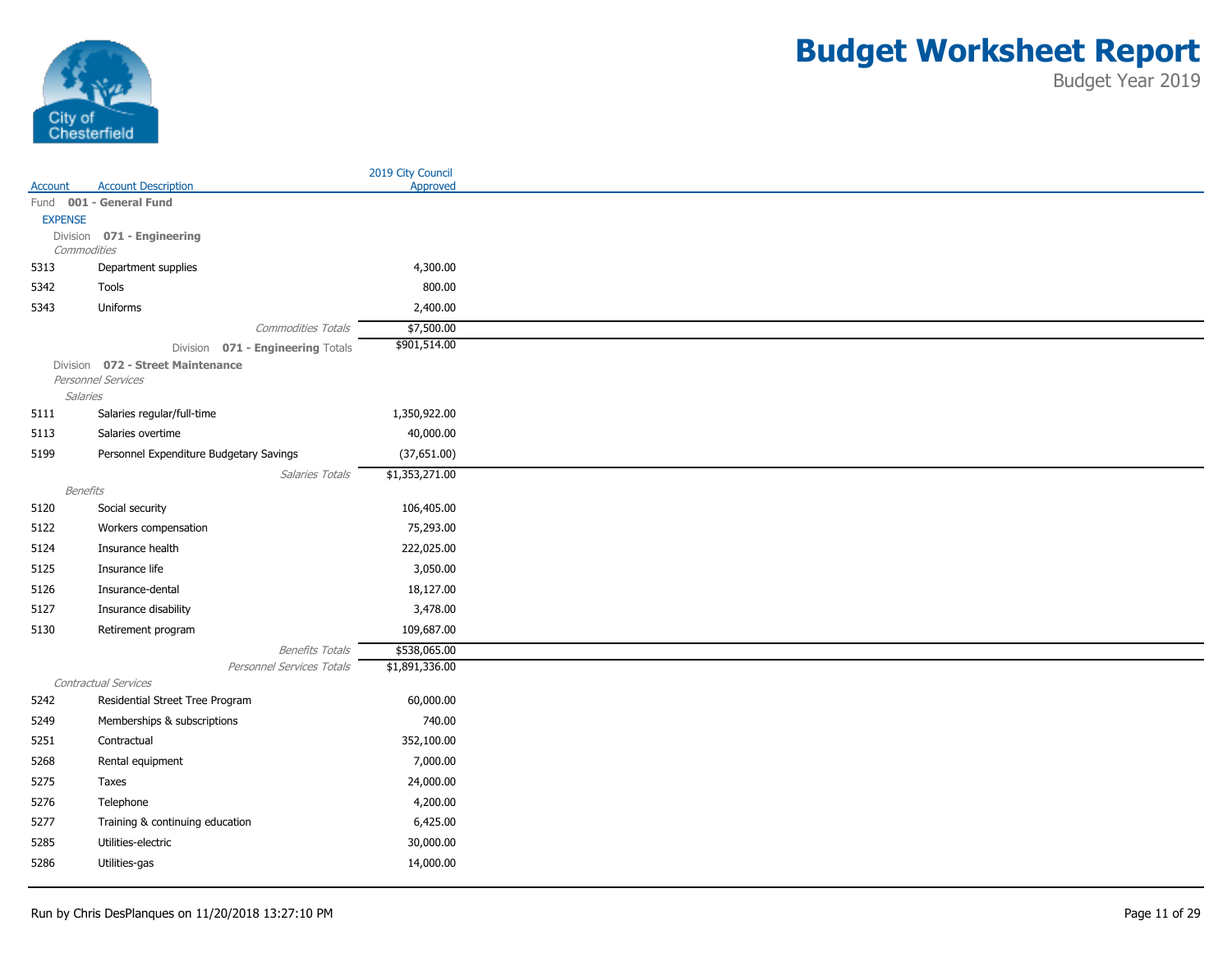# Budget Worksheet Report

Budget Year 2019

| Account | Account Description | 2019 City Council Approved |
|---|---|---|
| Fund | **001 - General Fund** | |
| EXPENSE | | |
| Division | **071 - Engineering** | |
| *Commodities* | | |
| 5313 | Department supplies | 4,300.00 |
| 5342 | Tools | 800.00 |
| 5343 | Uniforms | 2,400.00 |
| | *Commodities Totals* | $7,500.00 |
| | Division **071 - Engineering** Totals | $901,514.00 |
| Division | **072 - Street Maintenance** | |
| *Personnel Services* | | |
| *Salaries* | | |
| 5111 | Salaries regular/full-time | 1,350,922.00 |
| 5113 | Salaries overtime | 40,000.00 |
| 5199 | Personnel Expenditure Budgetary Savings | (37,651.00) |
| | *Salaries Totals* | $1,353,271.00 |
| *Benefits* | | |
| 5120 | Social security | 106,405.00 |
| 5122 | Workers compensation | 75,293.00 |
| 5124 | Insurance health | 222,025.00 |
| 5125 | Insurance life | 3,050.00 |
| 5126 | Insurance-dental | 18,127.00 |
| 5127 | Insurance disability | 3,478.00 |
| 5130 | Retirement program | 109,687.00 |
| | *Benefits Totals* | $538,065.00 |
| | *Personnel Services Totals* | $1,891,336.00 |
| *Contractual Services* | | |
| 5242 | Residential Street Tree Program | 60,000.00 |
| 5249 | Memberships & subscriptions | 740.00 |
| 5251 | Contractual | 352,100.00 |
| 5268 | Rental equipment | 7,000.00 |
| 5275 | Taxes | 24,000.00 |
| 5276 | Telephone | 4,200.00 |
| 5277 | Training & continuing education | 6,425.00 |
| 5285 | Utilities-electric | 30,000.00 |
| 5286 | Utilities-gas | 14,000.00 |

Run by Chris DesPlanques on 11/20/2018 13:27:10 PM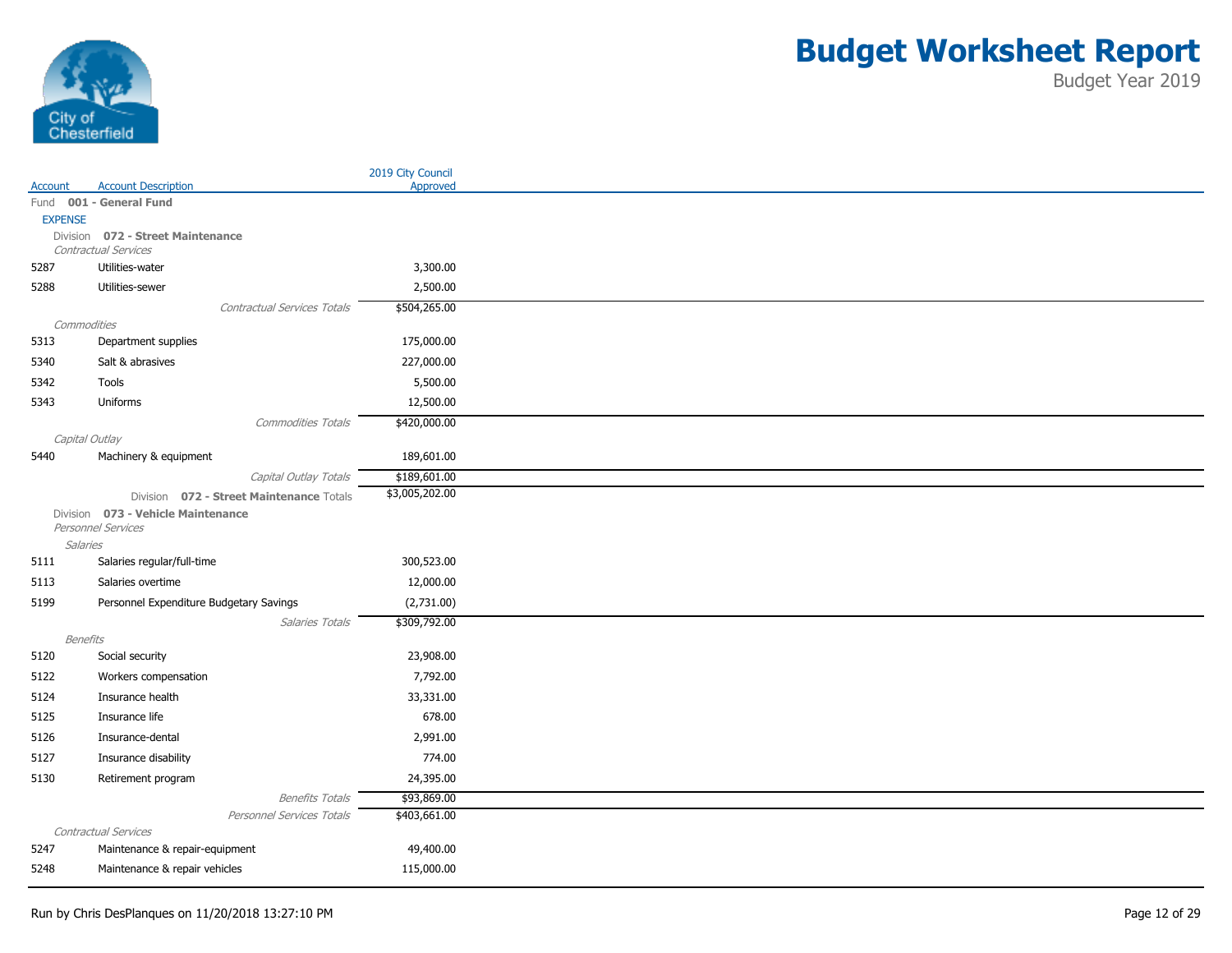# Budget Worksheet Report

Budget Year 2019

City of Chesterfield

| Account | Account Description | 2019 City Council Approved |
|---|---|---|
| Fund **001 - General Fund** | | |
| EXPENSE | | |
| Division **072 - Street Maintenance** | | |
| *Contractual Services* | | |
| 5287 | Utilities-water | 3,300.00 |
| 5288 | Utilities-sewer | 2,500.00 |
| | *Contractual Services Totals* | $504,265.00 |
| *Commodities* | | |
| 5313 | Department supplies | 175,000.00 |
| 5340 | Salt & abrasives | 227,000.00 |
| 5342 | Tools | 5,500.00 |
| 5343 | Uniforms | 12,500.00 |
| | *Commodities Totals* | $420,000.00 |
| *Capital Outlay* | | |
| 5440 | Machinery & equipment | 189,601.00 |
| | *Capital Outlay Totals* | $189,601.00 |
| | Division **072 - Street Maintenance** Totals | $3,005,202.00 |
| Division **073 - Vehicle Maintenance** | | |
| *Personnel Services* | | |
| *Salaries* | | |
| 5111 | Salaries regular/full-time | 300,523.00 |
| 5113 | Salaries overtime | 12,000.00 |
| 5199 | Personnel Expenditure Budgetary Savings | (2,731.00) |
| | *Salaries Totals* | $309,792.00 |
| *Benefits* | | |
| 5120 | Social security | 23,908.00 |
| 5122 | Workers compensation | 7,792.00 |
| 5124 | Insurance health | 33,331.00 |
| 5125 | Insurance life | 678.00 |
| 5126 | Insurance-dental | 2,991.00 |
| 5127 | Insurance disability | 774.00 |
| 5130 | Retirement program | 24,395.00 |
| | *Benefits Totals* | $93,869.00 |
| | *Personnel Services Totals* | $403,661.00 |
| *Contractual Services* | | |
| 5247 | Maintenance & repair-equipment | 49,400.00 |
| 5248 | Maintenance & repair vehicles | 115,000.00 |

Run by Chris DesPlanques on 11/20/2018 13:27:10 PM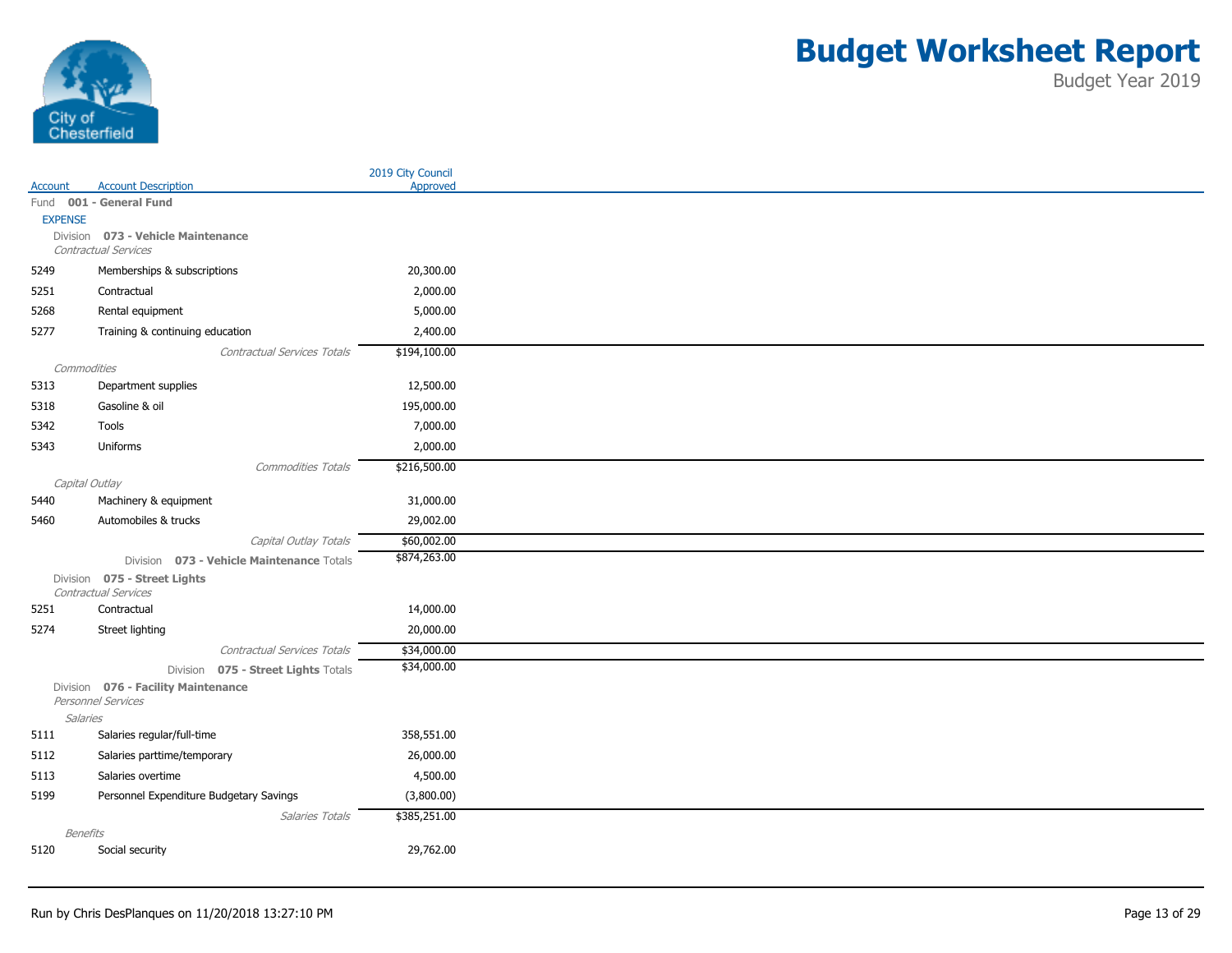# Budget Worksheet Report

Budget Year 2019

City of Chesterfield

| Account | Account Description | 2019 City Council Approved |
|---|---|---|
| Fund | **001 - General Fund** | |
| EXPENSE | | |
| Division | **073 - Vehicle Maintenance** | |
| | *Contractual Services* | |
| 5249 | Memberships & subscriptions | 20,300.00 |
| 5251 | Contractual | 2,000.00 |
| 5268 | Rental equipment | 5,000.00 |
| 5277 | Training & continuing education | 2,400.00 |
| | *Contractual Services Totals* | $194,100.00 |
| | *Commodities* | |
| 5313 | Department supplies | 12,500.00 |
| 5318 | Gasoline & oil | 195,000.00 |
| 5342 | Tools | 7,000.00 |
| 5343 | Uniforms | 2,000.00 |
| | *Commodities Totals* | $216,500.00 |
| | *Capital Outlay* | |
| 5440 | Machinery & equipment | 31,000.00 |
| 5460 | Automobiles & trucks | 29,002.00 |
| | *Capital Outlay Totals* | $60,002.00 |
| | Division **073 - Vehicle Maintenance** Totals | $874,263.00 |
| Division | **075 - Street Lights** | |
| | *Contractual Services* | |
| 5251 | Contractual | 14,000.00 |
| 5274 | Street lighting | 20,000.00 |
| | *Contractual Services Totals* | $34,000.00 |
| | Division **075 - Street Lights** Totals | $34,000.00 |
| Division | **076 - Facility Maintenance** | |
| | *Personnel Services* | |
| | *Salaries* | |
| 5111 | Salaries regular/full-time | 358,551.00 |
| 5112 | Salaries parttime/temporary | 26,000.00 |
| 5113 | Salaries overtime | 4,500.00 |
| 5199 | Personnel Expenditure Budgetary Savings | (3,800.00) |
| | *Salaries Totals* | $385,251.00 |
| | *Benefits* | |
| 5120 | Social security | 29,762.00 |

Run by Chris DesPlanques on 11/20/2018 13:27:10 PM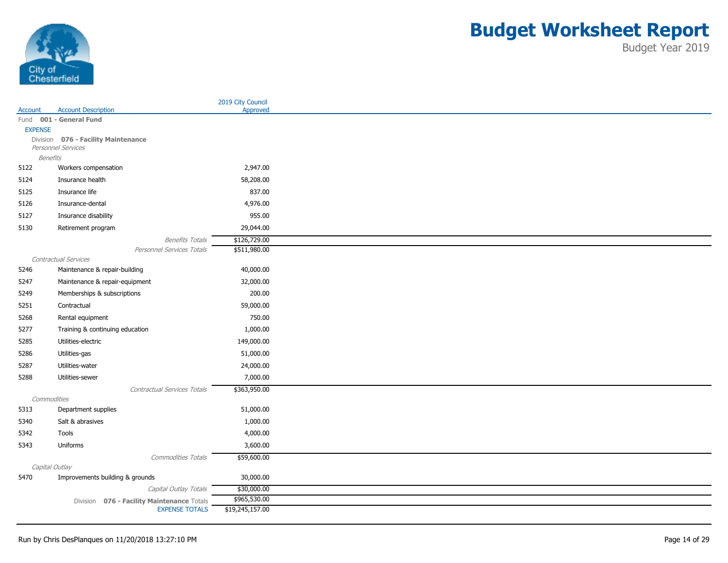# Budget Worksheet Report

Budget Year 2019

| Account | Account Description | 2019 City Council Approved |
|---|---|---|
| Fund | **001 - General Fund** | |
| EXPENSE | | |
| | Division **076 - Facility Maintenance** | |
| | *Personnel Services* | |
| | *Benefits* | |
| 5122 | Workers compensation | 2,947.00 |
| 5124 | Insurance health | 58,208.00 |
| 5125 | Insurance life | 837.00 |
| 5126 | Insurance-dental | 4,976.00 |
| 5127 | Insurance disability | 955.00 |
| 5130 | Retirement program | 29,044.00 |
| | *Benefits Totals* | $126,729.00 |
| | *Personnel Services Totals* | $511,980.00 |
| | *Contractual Services* | |
| 5246 | Maintenance & repair-building | 40,000.00 |
| 5247 | Maintenance & repair-equipment | 32,000.00 |
| 5249 | Memberships & subscriptions | 200.00 |
| 5251 | Contractual | 59,000.00 |
| 5268 | Rental equipment | 750.00 |
| 5277 | Training & continuing education | 1,000.00 |
| 5285 | Utilities-electric | 149,000.00 |
| 5286 | Utilities-gas | 51,000.00 |
| 5287 | Utilities-water | 24,000.00 |
| 5288 | Utilities-sewer | 7,000.00 |
| | *Contractual Services Totals* | $363,950.00 |
| | *Commodities* | |
| 5313 | Department supplies | 51,000.00 |
| 5340 | Salt & abrasives | 1,000.00 |
| 5342 | Tools | 4,000.00 |
| 5343 | Uniforms | 3,600.00 |
| | *Commodities Totals* | $59,600.00 |
| | *Capital Outlay* | |
| 5470 | Improvements building & grounds | 30,000.00 |
| | *Capital Outlay Totals* | $30,000.00 |
| | Division **076 - Facility Maintenance** Totals | $965,530.00 |
| | EXPENSE TOTALS | $19,245,157.00 |

Run by Chris DesPlanques on 11/20/2018 13:27:10 PM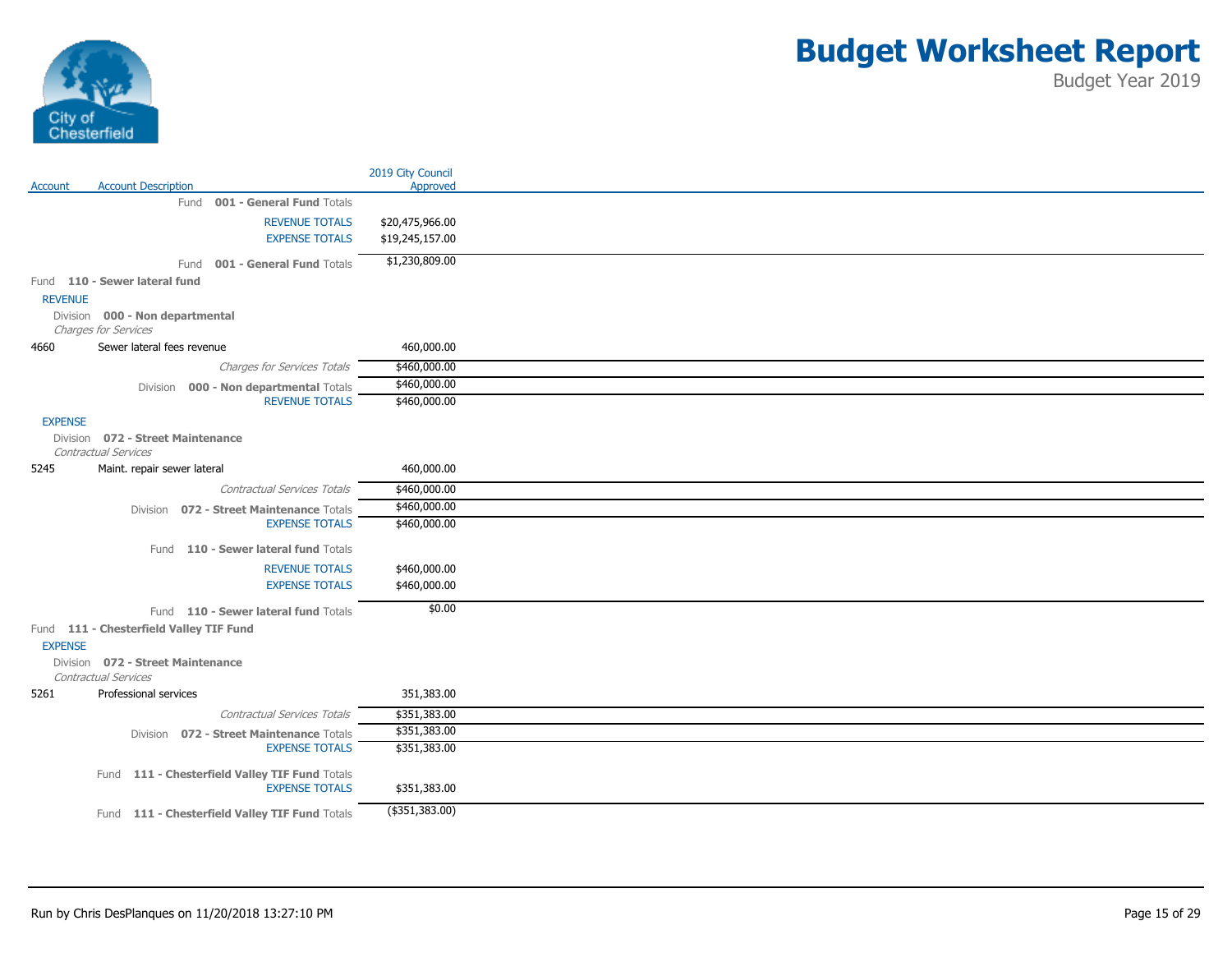# Budget Worksheet Report

Budget Year 2019

| Account | Account Description | 2019 City Council Approved |
|---|---|---|
| | Fund **001 - General Fund** Totals | |
| | REVENUE TOTALS | $20,475,966.00 |
| | EXPENSE TOTALS | $19,245,157.00 |
| | Fund **001 - General Fund** Totals | $1,230,809.00 |
| Fund **110 - Sewer lateral fund** | | |
| REVENUE | | |
| Division **000 - Non departmental** | | |
| *Charges for Services* | | |
| 4660 | Sewer lateral fees revenue | 460,000.00 |
| | *Charges for Services Totals* | $460,000.00 |
| | Division **000 - Non departmental** Totals | $460,000.00 |
| | REVENUE TOTALS | $460,000.00 |
| EXPENSE | | |
| Division **072 - Street Maintenance** | | |
| *Contractual Services* | | |
| 5245 | Maint. repair sewer lateral | 460,000.00 |
| | *Contractual Services Totals* | $460,000.00 |
| | Division **072 - Street Maintenance** Totals | $460,000.00 |
| | EXPENSE TOTALS | $460,000.00 |
| | Fund **110 - Sewer lateral fund** Totals | |
| | REVENUE TOTALS | $460,000.00 |
| | EXPENSE TOTALS | $460,000.00 |
| | Fund **110 - Sewer lateral fund** Totals | $0.00 |
| Fund **111 - Chesterfield Valley TIF Fund** | | |
| EXPENSE | | |
| Division **072 - Street Maintenance** | | |
| *Contractual Services* | | |
| 5261 | Professional services | 351,383.00 |
| | *Contractual Services Totals* | $351,383.00 |
| | Division **072 - Street Maintenance** Totals | $351,383.00 |
| | EXPENSE TOTALS | $351,383.00 |
| | Fund **111 - Chesterfield Valley TIF Fund** Totals | |
| | EXPENSE TOTALS | $351,383.00 |
| | Fund **111 - Chesterfield Valley TIF Fund** Totals | ($351,383.00) |

Run by Chris DesPlanques on 11/20/2018 13:27:10 PM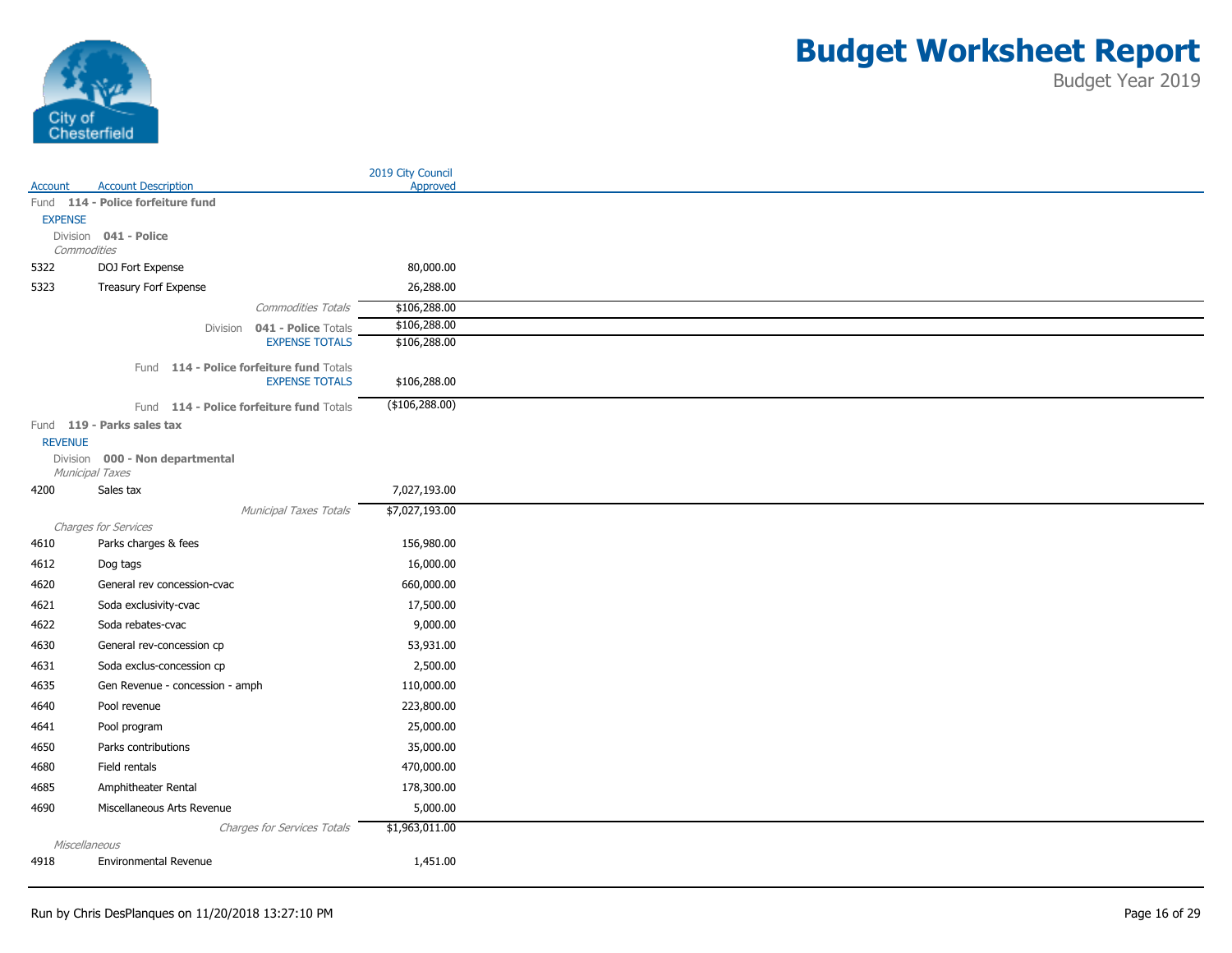# Budget Worksheet Report

Budget Year 2019

| Account | Account Description | 2019 City Council Approved |
|---|---|---|
| Fund **114 - Police forfeiture fund** | | |
| EXPENSE | | |
| Division **041 - Police** | | |
| *Commodities* | | |
| 5322 | DOJ Fort Expense | 80,000.00 |
| 5323 | Treasury Forf Expense | 26,288.00 |
| | *Commodities Totals* | $106,288.00 |
| | Division **041 - Police** Totals | $106,288.00 |
| | EXPENSE TOTALS | $106,288.00 |
| | Fund **114 - Police forfeiture fund** Totals EXPENSE TOTALS | $106,288.00 |
| | Fund **114 - Police forfeiture fund** Totals | ($106,288.00) |
| Fund **119 - Parks sales tax** | | |
| REVENUE | | |
| Division **000 - Non departmental** | | |
| *Municipal Taxes* | | |
| 4200 | Sales tax | 7,027,193.00 |
| | *Municipal Taxes Totals* | $7,027,193.00 |
| *Charges for Services* | | |
| 4610 | Parks charges & fees | 156,980.00 |
| 4612 | Dog tags | 16,000.00 |
| 4620 | General rev concession-cvac | 660,000.00 |
| 4621 | Soda exclusivity-cvac | 17,500.00 |
| 4622 | Soda rebates-cvac | 9,000.00 |
| 4630 | General rev-concession cp | 53,931.00 |
| 4631 | Soda exclus-concession cp | 2,500.00 |
| 4635 | Gen Revenue - concession - amph | 110,000.00 |
| 4640 | Pool revenue | 223,800.00 |
| 4641 | Pool program | 25,000.00 |
| 4650 | Parks contributions | 35,000.00 |
| 4680 | Field rentals | 470,000.00 |
| 4685 | Amphitheater Rental | 178,300.00 |
| 4690 | Miscellaneous Arts Revenue | 5,000.00 |
| | *Charges for Services Totals* | $1,963,011.00 |
| *Miscellaneous* | | |
| 4918 | Environmental Revenue | 1,451.00 |

Run by Chris DesPlanques on 11/20/2018 13:27:10 PM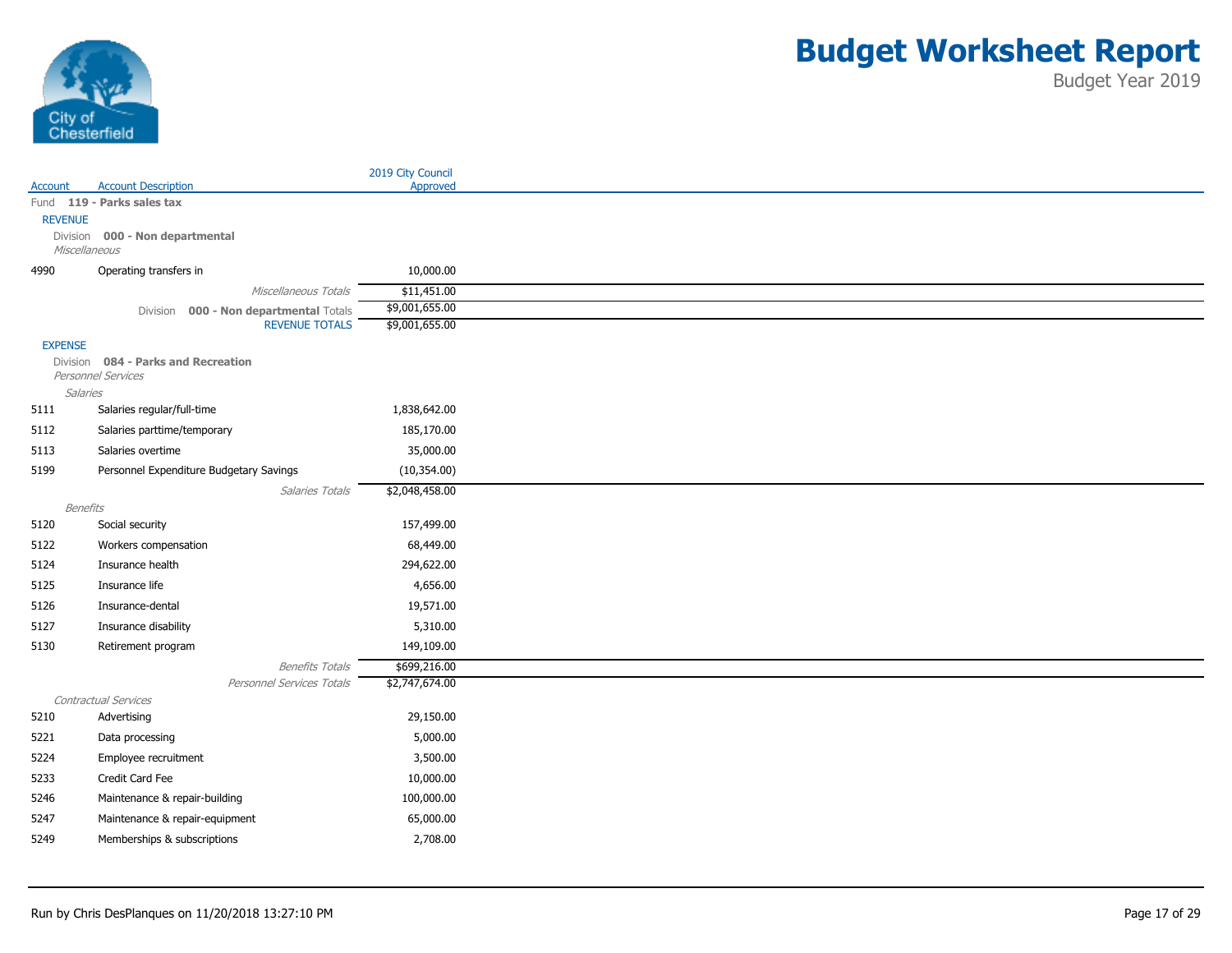# Budget Worksheet Report

Budget Year 2019

| Account | Account Description | 2019 City Council Approved |
|---|---|---|
| Fund | **119 - Parks sales tax** | |
| REVENUE | | |
| Division | **000 - Non departmental** | |
| *Miscellaneous* | | |
| 4990 | Operating transfers in | 10,000.00 |
| | *Miscellaneous Totals* | $11,451.00 |
| | Division **000 - Non departmental** Totals | $9,001,655.00 |
| | REVENUE TOTALS | $9,001,655.00 |
| EXPENSE | | |
| Division | **084 - Parks and Recreation** | |
| *Personnel Services* | | |
| *Salaries* | | |
| 5111 | Salaries regular/full-time | 1,838,642.00 |
| 5112 | Salaries parttime/temporary | 185,170.00 |
| 5113 | Salaries overtime | 35,000.00 |
| 5199 | Personnel Expenditure Budgetary Savings | (10,354.00) |
| | *Salaries Totals* | $2,048,458.00 |
| *Benefits* | | |
| 5120 | Social security | 157,499.00 |
| 5122 | Workers compensation | 68,449.00 |
| 5124 | Insurance health | 294,622.00 |
| 5125 | Insurance life | 4,656.00 |
| 5126 | Insurance-dental | 19,571.00 |
| 5127 | Insurance disability | 5,310.00 |
| 5130 | Retirement program | 149,109.00 |
| | *Benefits Totals* | $699,216.00 |
| | *Personnel Services Totals* | $2,747,674.00 |
| *Contractual Services* | | |
| 5210 | Advertising | 29,150.00 |
| 5221 | Data processing | 5,000.00 |
| 5224 | Employee recruitment | 3,500.00 |
| 5233 | Credit Card Fee | 10,000.00 |
| 5246 | Maintenance & repair-building | 100,000.00 |
| 5247 | Maintenance & repair-equipment | 65,000.00 |
| 5249 | Memberships & subscriptions | 2,708.00 |

Run by Chris DesPlanques on 11/20/2018 13:27:10 PM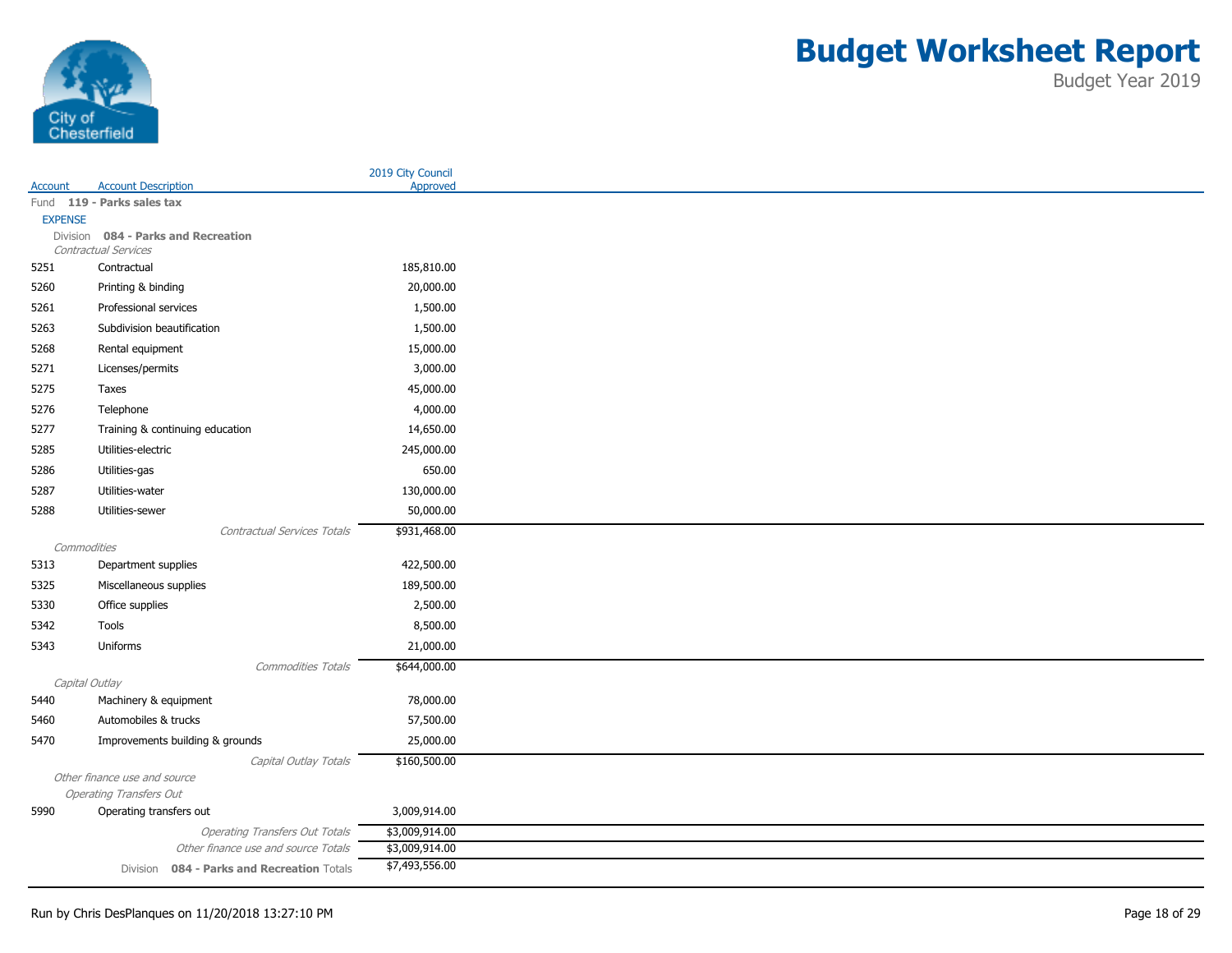# Budget Worksheet Report

Budget Year 2019

| Account | Account Description | 2019 City Council Approved |
|---|---|---|
| Fund **119 - Parks sales tax** | | |
| EXPENSE | | |
| Division **084 - Parks and Recreation** | | |
| *Contractual Services* | | |
| 5251 | Contractual | 185,810.00 |
| 5260 | Printing & binding | 20,000.00 |
| 5261 | Professional services | 1,500.00 |
| 5263 | Subdivision beautification | 1,500.00 |
| 5268 | Rental equipment | 15,000.00 |
| 5271 | Licenses/permits | 3,000.00 |
| 5275 | Taxes | 45,000.00 |
| 5276 | Telephone | 4,000.00 |
| 5277 | Training & continuing education | 14,650.00 |
| 5285 | Utilities-electric | 245,000.00 |
| 5286 | Utilities-gas | 650.00 |
| 5287 | Utilities-water | 130,000.00 |
| 5288 | Utilities-sewer | 50,000.00 |
| | *Contractual Services Totals* | $931,468.00 |
| *Commodities* | | |
| 5313 | Department supplies | 422,500.00 |
| 5325 | Miscellaneous supplies | 189,500.00 |
| 5330 | Office supplies | 2,500.00 |
| 5342 | Tools | 8,500.00 |
| 5343 | Uniforms | 21,000.00 |
| | *Commodities Totals* | $644,000.00 |
| *Capital Outlay* | | |
| 5440 | Machinery & equipment | 78,000.00 |
| 5460 | Automobiles & trucks | 57,500.00 |
| 5470 | Improvements building & grounds | 25,000.00 |
| | *Capital Outlay Totals* | $160,500.00 |
| *Other finance use and source* | | |
| *Operating Transfers Out* | | |
| 5990 | Operating transfers out | 3,009,914.00 |
| | *Operating Transfers Out Totals* | $3,009,914.00 |
| | *Other finance use and source Totals* | $3,009,914.00 |
| | Division **084 - Parks and Recreation** Totals | $7,493,556.00 |

Run by Chris DesPlanques on 11/20/2018 13:27:10 PM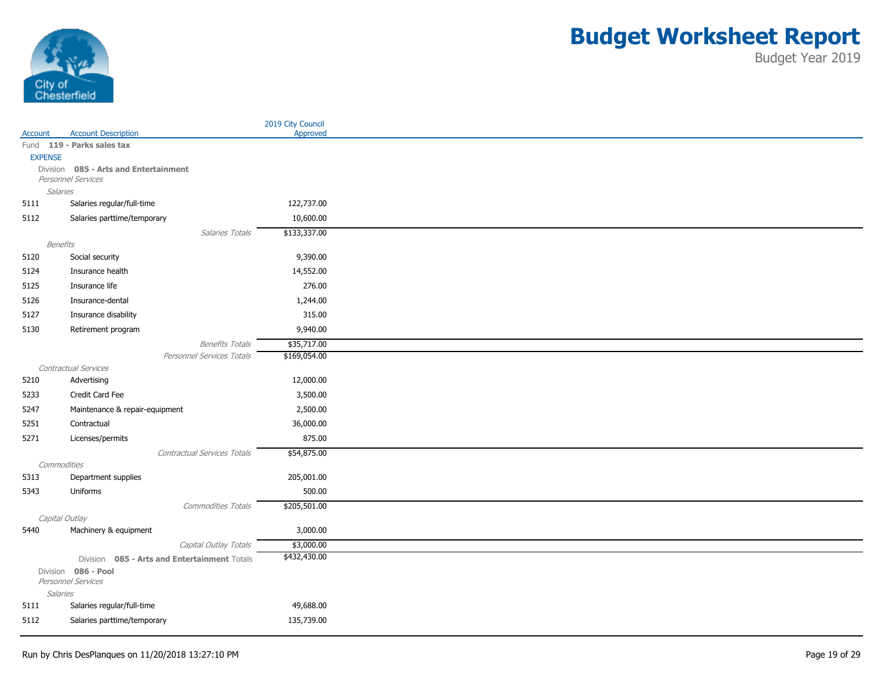# Budget Worksheet Report

Budget Year 2019

City of Chesterfield

| Account | Account Description | 2019 City Council Approved |
|---|---|---|
| Fund | **119 - Parks sales tax** | |
| EXPENSE | | |
| Division | **085 - Arts and Entertainment** | |
| | *Personnel Services* | |
| | *Salaries* | |
| 5111 | Salaries regular/full-time | 122,737.00 |
| 5112 | Salaries parttime/temporary | 10,600.00 |
| | *Salaries Totals* | $133,337.00 |
| | *Benefits* | |
| 5120 | Social security | 9,390.00 |
| 5124 | Insurance health | 14,552.00 |
| 5125 | Insurance life | 276.00 |
| 5126 | Insurance-dental | 1,244.00 |
| 5127 | Insurance disability | 315.00 |
| 5130 | Retirement program | 9,940.00 |
| | *Benefits Totals* | $35,717.00 |
| | *Personnel Services Totals* | $169,054.00 |
| | *Contractual Services* | |
| 5210 | Advertising | 12,000.00 |
| 5233 | Credit Card Fee | 3,500.00 |
| 5247 | Maintenance & repair-equipment | 2,500.00 |
| 5251 | Contractual | 36,000.00 |
| 5271 | Licenses/permits | 875.00 |
| | *Contractual Services Totals* | $54,875.00 |
| | *Commodities* | |
| 5313 | Department supplies | 205,001.00 |
| 5343 | Uniforms | 500.00 |
| | *Commodities Totals* | $205,501.00 |
| | *Capital Outlay* | |
| 5440 | Machinery & equipment | 3,000.00 |
| | *Capital Outlay Totals* | $3,000.00 |
| | Division **085 - Arts and Entertainment** Totals | $432,430.00 |
| Division | **086 - Pool** | |
| | *Personnel Services* | |
| | *Salaries* | |
| 5111 | Salaries regular/full-time | 49,688.00 |
| 5112 | Salaries parttime/temporary | 135,739.00 |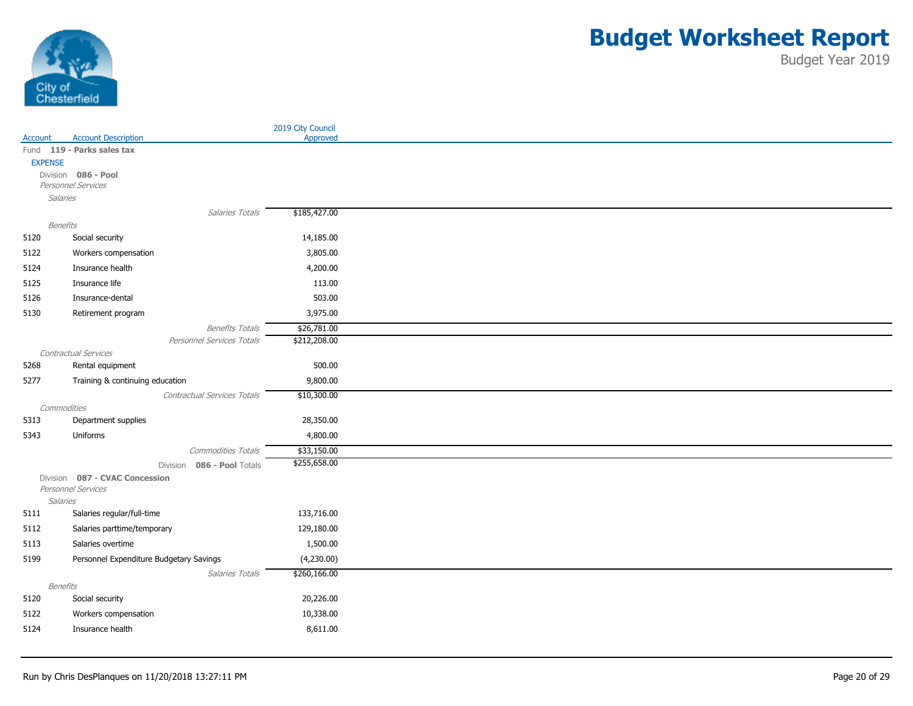# Budget Worksheet Report

Budget Year 2019

City of Chesterfield

| Account | Account Description | 2019 City Council Approved |
|---|---|---|
| Fund | **119 - Parks sales tax** | |
| EXPENSE | | |
| Division | **086 - Pool** | |
| *Personnel Services* | | |
| *Salaries* | | |
| | *Salaries Totals* | $185,427.00 |
| *Benefits* | | |
| 5120 | Social security | 14,185.00 |
| 5122 | Workers compensation | 3,805.00 |
| 5124 | Insurance health | 4,200.00 |
| 5125 | Insurance life | 113.00 |
| 5126 | Insurance-dental | 503.00 |
| 5130 | Retirement program | 3,975.00 |
| | *Benefits Totals* | $26,781.00 |
| | *Personnel Services Totals* | $212,208.00 |
| *Contractual Services* | | |
| 5268 | Rental equipment | 500.00 |
| 5277 | Training & continuing education | 9,800.00 |
| | *Contractual Services Totals* | $10,300.00 |
| *Commodities* | | |
| 5313 | Department supplies | 28,350.00 |
| 5343 | Uniforms | 4,800.00 |
| | *Commodities Totals* | $33,150.00 |
| | Division **086 - Pool** Totals | $255,658.00 |
| Division | **087 - CVAC Concession** | |
| *Personnel Services* | | |
| *Salaries* | | |
| 5111 | Salaries regular/full-time | 133,716.00 |
| 5112 | Salaries parttime/temporary | 129,180.00 |
| 5113 | Salaries overtime | 1,500.00 |
| 5199 | Personnel Expenditure Budgetary Savings | (4,230.00) |
| | *Salaries Totals* | $260,166.00 |
| *Benefits* | | |
| 5120 | Social security | 20,226.00 |
| 5122 | Workers compensation | 10,338.00 |
| 5124 | Insurance health | 8,611.00 |

Run by Chris DesPlanques on 11/20/2018 13:27:11 PM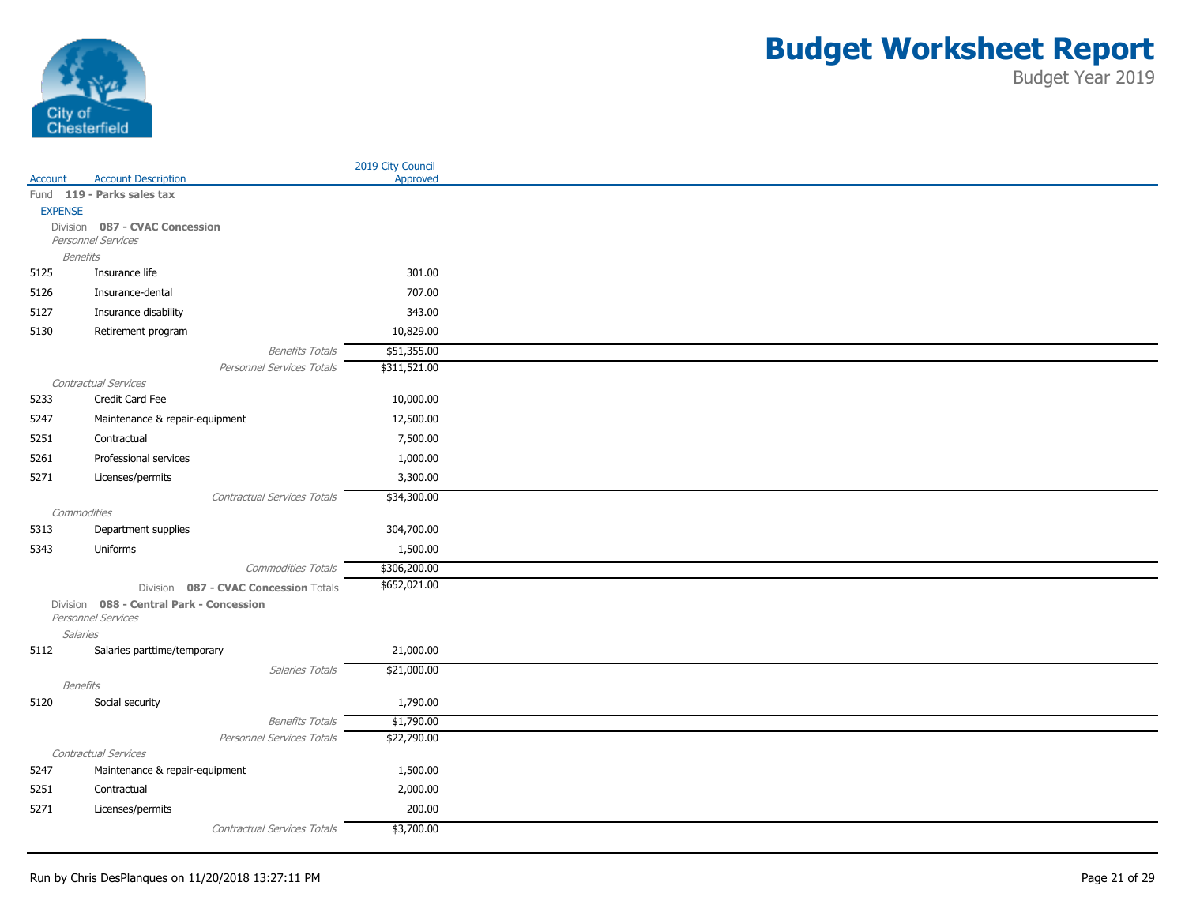# Budget Worksheet Report

Budget Year 2019

| Account | Account Description | 2019 City Council Approved |
|---|---|---|
| Fund **119 - Parks sales tax** | | |
| EXPENSE | | |
| Division **087 - CVAC Concession** | | |
| *Personnel Services* | | |
| *Benefits* | | |
| 5125 | Insurance life | 301.00 |
| 5126 | Insurance-dental | 707.00 |
| 5127 | Insurance disability | 343.00 |
| 5130 | Retirement program | 10,829.00 |
| | *Benefits Totals* | $51,355.00 |
| | *Personnel Services Totals* | $311,521.00 |
| *Contractual Services* | | |
| 5233 | Credit Card Fee | 10,000.00 |
| 5247 | Maintenance & repair-equipment | 12,500.00 |
| 5251 | Contractual | 7,500.00 |
| 5261 | Professional services | 1,000.00 |
| 5271 | Licenses/permits | 3,300.00 |
| | *Contractual Services Totals* | $34,300.00 |
| *Commodities* | | |
| 5313 | Department supplies | 304,700.00 |
| 5343 | Uniforms | 1,500.00 |
| | *Commodities Totals* | $306,200.00 |
| | Division **087 - CVAC Concession** Totals | $652,021.00 |
| Division **088 - Central Park - Concession** | | |
| *Personnel Services* | | |
| *Salaries* | | |
| 5112 | Salaries parttime/temporary | 21,000.00 |
| | *Salaries Totals* | $21,000.00 |
| *Benefits* | | |
| 5120 | Social security | 1,790.00 |
| | *Benefits Totals* | $1,790.00 |
| | *Personnel Services Totals* | $22,790.00 |
| *Contractual Services* | | |
| 5247 | Maintenance & repair-equipment | 1,500.00 |
| 5251 | Contractual | 2,000.00 |
| 5271 | Licenses/permits | 200.00 |
| | *Contractual Services Totals* | $3,700.00 |

Run by Chris DesPlanques on 11/20/2018 13:27:11 PM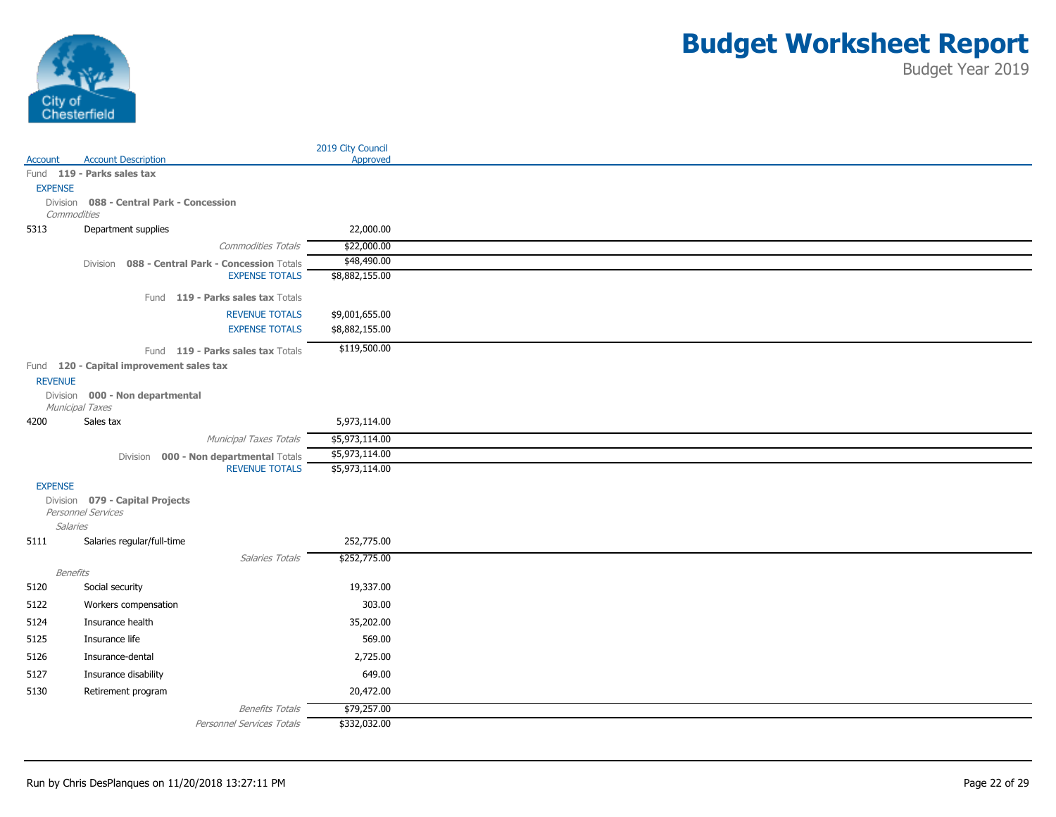# Budget Worksheet Report

Budget Year 2019

| Account | Account Description | 2019 City Council Approved |
|---|---|---|
| Fund **119 - Parks sales tax** | | |
| EXPENSE | | |
| Division **088 - Central Park - Concession** | | |
| *Commodities* | | |
| 5313 | Department supplies | 22,000.00 |
| | *Commodities Totals* | $22,000.00 |
| | Division **088 - Central Park - Concession** Totals | $48,490.00 |
| | EXPENSE TOTALS | $8,882,155.00 |
| | Fund **119 - Parks sales tax** Totals | |
| | REVENUE TOTALS | $9,001,655.00 |
| | EXPENSE TOTALS | $8,882,155.00 |
| | Fund **119 - Parks sales tax** Totals | $119,500.00 |
| Fund **120 - Capital improvement sales tax** | | |
| REVENUE | | |
| Division **000 - Non departmental** | | |
| *Municipal Taxes* | | |
| 4200 | Sales tax | 5,973,114.00 |
| | *Municipal Taxes Totals* | $5,973,114.00 |
| | Division **000 - Non departmental** Totals | $5,973,114.00 |
| | REVENUE TOTALS | $5,973,114.00 |
| EXPENSE | | |
| Division **079 - Capital Projects** | | |
| *Personnel Services* | | |
| *Salaries* | | |
| 5111 | Salaries regular/full-time | 252,775.00 |
| | *Salaries Totals* | $252,775.00 |
| *Benefits* | | |
| 5120 | Social security | 19,337.00 |
| 5122 | Workers compensation | 303.00 |
| 5124 | Insurance health | 35,202.00 |
| 5125 | Insurance life | 569.00 |
| 5126 | Insurance-dental | 2,725.00 |
| 5127 | Insurance disability | 649.00 |
| 5130 | Retirement program | 20,472.00 |
| | *Benefits Totals* | $79,257.00 |
| | *Personnel Services Totals* | $332,032.00 |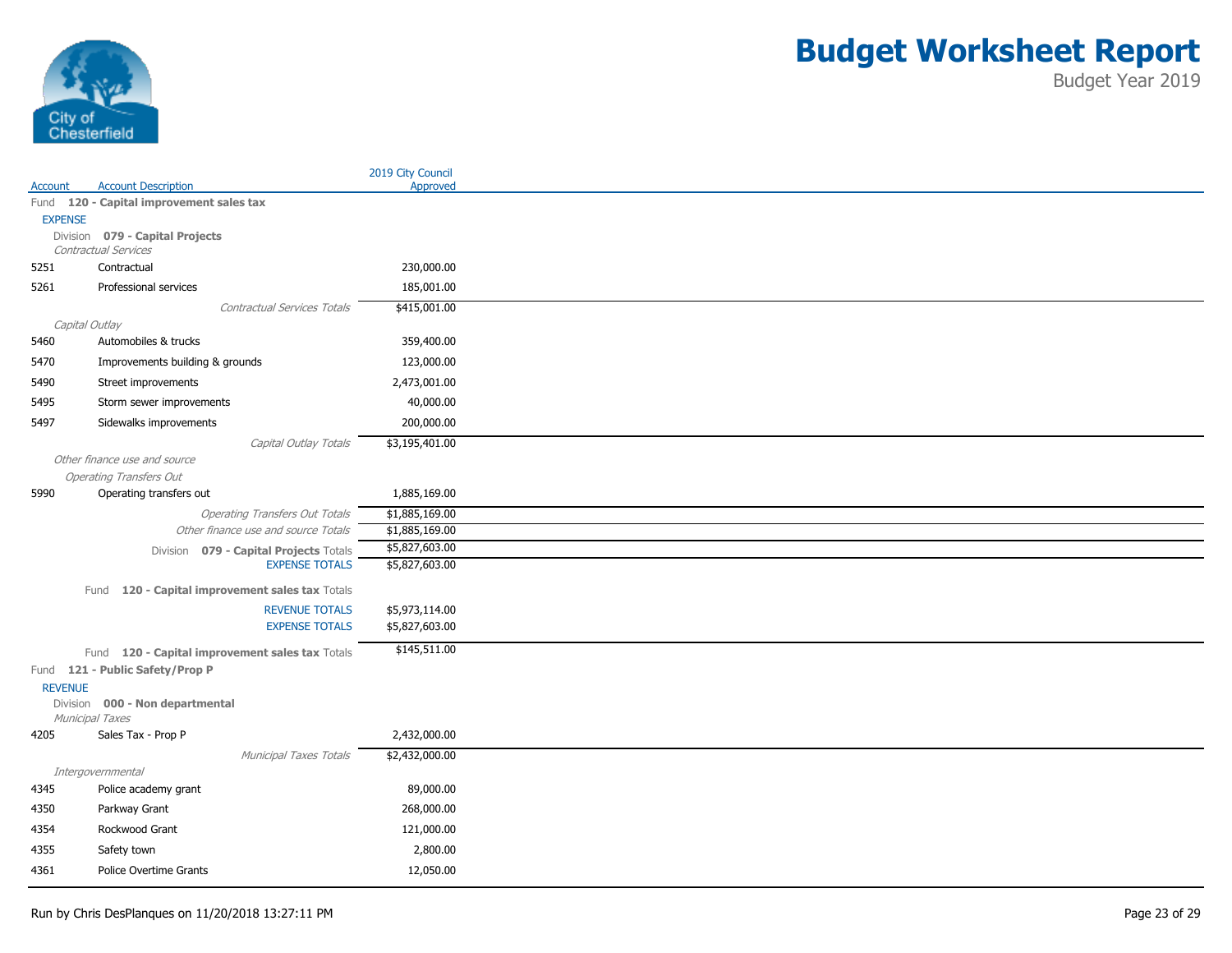# Budget Worksheet Report

Budget Year 2019

City of Chesterfield

| Account | Account Description | 2019 City Council Approved |
|---|---|---|
| **Fund 120 - Capital improvement sales tax** | | |
| EXPENSE | | |
| **Division 079 - Capital Projects** | | |
| *Contractual Services* | | |
| 5251 | Contractual | 230,000.00 |
| 5261 | Professional services | 185,001.00 |
| | *Contractual Services Totals* | $415,001.00 |
| *Capital Outlay* | | |
| 5460 | Automobiles & trucks | 359,400.00 |
| 5470 | Improvements building & grounds | 123,000.00 |
| 5490 | Street improvements | 2,473,001.00 |
| 5495 | Storm sewer improvements | 40,000.00 |
| 5497 | Sidewalks improvements | 200,000.00 |
| | *Capital Outlay Totals* | $3,195,401.00 |
| *Other finance use and source* | | |
| *Operating Transfers Out* | | |
| 5990 | Operating transfers out | 1,885,169.00 |
| | *Operating Transfers Out Totals* | $1,885,169.00 |
| | *Other finance use and source Totals* | $1,885,169.00 |
| | Division **079 - Capital Projects** Totals | $5,827,603.00 |
| | EXPENSE TOTALS | $5,827,603.00 |
| | Fund **120 - Capital improvement sales tax** Totals | |
| | REVENUE TOTALS | $5,973,114.00 |
| | EXPENSE TOTALS | $5,827,603.00 |
| | Fund **120 - Capital improvement sales tax** Totals | $145,511.00 |
| **Fund 121 - Public Safety/Prop P** | | |
| REVENUE | | |
| **Division 000 - Non departmental** | | |
| *Municipal Taxes* | | |
| 4205 | Sales Tax - Prop P | 2,432,000.00 |
| | *Municipal Taxes Totals* | $2,432,000.00 |
| *Intergovernmental* | | |
| 4345 | Police academy grant | 89,000.00 |
| 4350 | Parkway Grant | 268,000.00 |
| 4354 | Rockwood Grant | 121,000.00 |
| 4355 | Safety town | 2,800.00 |
| 4361 | Police Overtime Grants | 12,050.00 |

Run by Chris DesPlanques on 11/20/2018 13:27:11 PM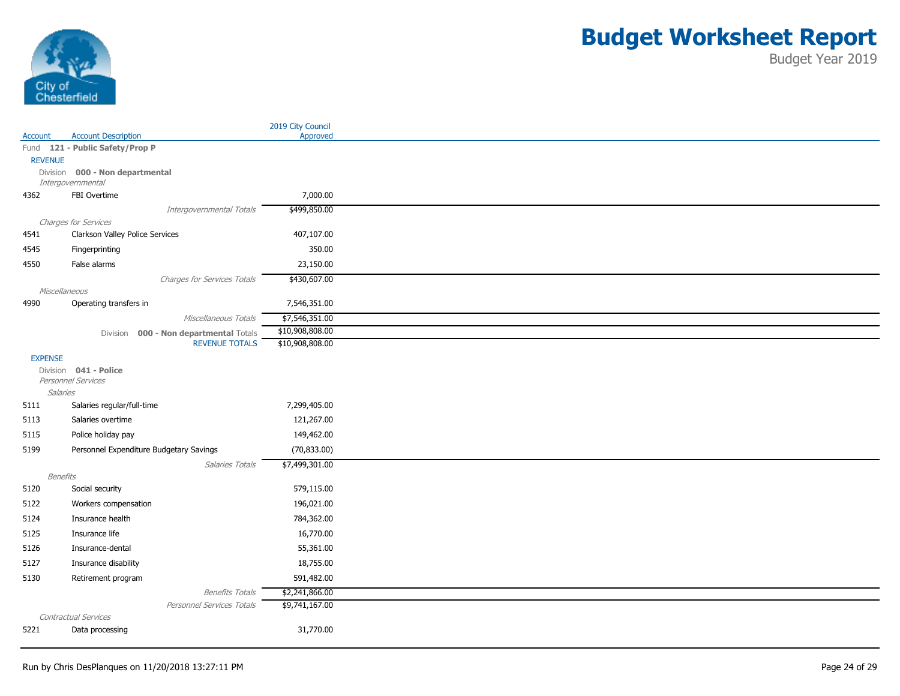# Budget Worksheet Report

Budget Year 2019

| Account | Account Description | 2019 City Council Approved |
|---|---|---|
| Fund | **121 - Public Safety/Prop P** | |
| REVENUE | | |
| Division | **000 - Non departmental** | |
| | *Intergovernmental* | |
| 4362 | FBI Overtime | 7,000.00 |
| | *Intergovernmental Totals* | $499,850.00 |
| | *Charges for Services* | |
| 4541 | Clarkson Valley Police Services | 407,107.00 |
| 4545 | Fingerprinting | 350.00 |
| 4550 | False alarms | 23,150.00 |
| | *Charges for Services Totals* | $430,607.00 |
| | *Miscellaneous* | |
| 4990 | Operating transfers in | 7,546,351.00 |
| | *Miscellaneous Totals* | $7,546,351.00 |
| | Division **000 - Non departmental** Totals | $10,908,808.00 |
| | REVENUE TOTALS | $10,908,808.00 |
| EXPENSE | | |
| Division | **041 - Police** | |
| | *Personnel Services* | |
| | *Salaries* | |
| 5111 | Salaries regular/full-time | 7,299,405.00 |
| 5113 | Salaries overtime | 121,267.00 |
| 5115 | Police holiday pay | 149,462.00 |
| 5199 | Personnel Expenditure Budgetary Savings | (70,833.00) |
| | *Salaries Totals* | $7,499,301.00 |
| | *Benefits* | |
| 5120 | Social security | 579,115.00 |
| 5122 | Workers compensation | 196,021.00 |
| 5124 | Insurance health | 784,362.00 |
| 5125 | Insurance life | 16,770.00 |
| 5126 | Insurance-dental | 55,361.00 |
| 5127 | Insurance disability | 18,755.00 |
| 5130 | Retirement program | 591,482.00 |
| | *Benefits Totals* | $2,241,866.00 |
| | *Personnel Services Totals* | $9,741,167.00 |
| | *Contractual Services* | |
| 5221 | Data processing | 31,770.00 |

Run by Chris DesPlanques on 11/20/2018 13:27:11 PM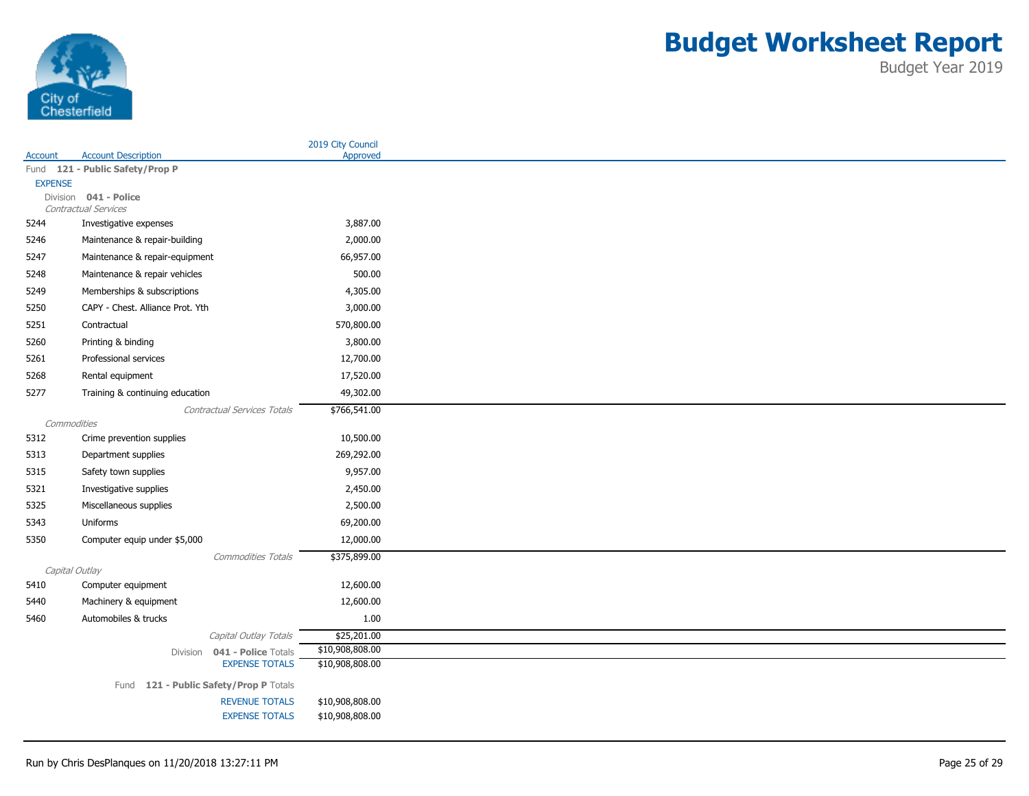# Budget Worksheet Report

Budget Year 2019

| Account | Account Description | 2019 City Council Approved |
|---|---|---|
| Fund **121 - Public Safety/Prop P** | | |
| EXPENSE | | |
| Division **041 - Police** | | |
| *Contractual Services* | | |
| 5244 | Investigative expenses | 3,887.00 |
| 5246 | Maintenance & repair-building | 2,000.00 |
| 5247 | Maintenance & repair-equipment | 66,957.00 |
| 5248 | Maintenance & repair vehicles | 500.00 |
| 5249 | Memberships & subscriptions | 4,305.00 |
| 5250 | CAPY - Chest. Alliance Prot. Yth | 3,000.00 |
| 5251 | Contractual | 570,800.00 |
| 5260 | Printing & binding | 3,800.00 |
| 5261 | Professional services | 12,700.00 |
| 5268 | Rental equipment | 17,520.00 |
| 5277 | Training & continuing education | 49,302.00 |
| | *Contractual Services Totals* | $766,541.00 |
| *Commodities* | | |
| 5312 | Crime prevention supplies | 10,500.00 |
| 5313 | Department supplies | 269,292.00 |
| 5315 | Safety town supplies | 9,957.00 |
| 5321 | Investigative supplies | 2,450.00 |
| 5325 | Miscellaneous supplies | 2,500.00 |
| 5343 | Uniforms | 69,200.00 |
| 5350 | Computer equip under $5,000 | 12,000.00 |
| | *Commodities Totals* | $375,899.00 |
| *Capital Outlay* | | |
| 5410 | Computer equipment | 12,600.00 |
| 5440 | Machinery & equipment | 12,600.00 |
| 5460 | Automobiles & trucks | 1.00 |
| | *Capital Outlay Totals* | $25,201.00 |
| | Division **041 - Police** Totals | $10,908,808.00 |
| | EXPENSE TOTALS | $10,908,808.00 |
| | Fund **121 - Public Safety/Prop P** Totals | |
| | REVENUE TOTALS | $10,908,808.00 |
| | EXPENSE TOTALS | $10,908,808.00 |

Run by Chris DesPlanques on 11/20/2018 13:27:11 PM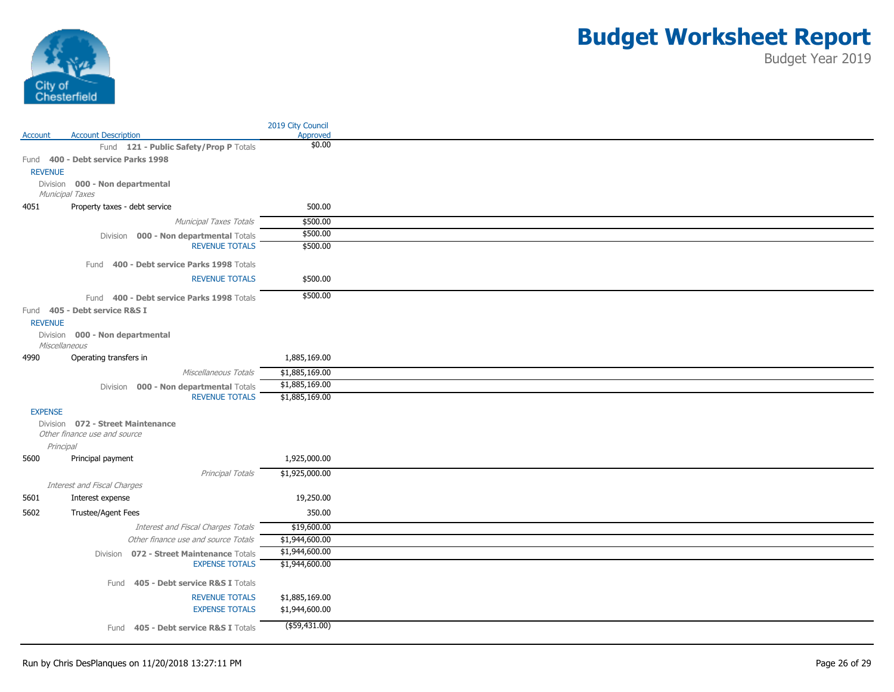# Budget Worksheet Report

Budget Year 2019

City of Chesterfield

| Account | Account Description | 2019 City Council Approved |
|---|---|---|
| | Fund **121 - Public Safety/Prop P** Totals | $0.00 |
| Fund **400 - Debt service Parks 1998** | | |
| REVENUE | | |
| Division **000 - Non departmental** | | |
| *Municipal Taxes* | | |
| 4051 | Property taxes - debt service | 500.00 |
| | *Municipal Taxes Totals* | $500.00 |
| | Division **000 - Non departmental** Totals | $500.00 |
| | REVENUE TOTALS | $500.00 |
| | Fund **400 - Debt service Parks 1998** Totals | |
| | REVENUE TOTALS | $500.00 |
| | Fund **400 - Debt service Parks 1998** Totals | $500.00 |
| Fund **405 - Debt service R&S I** | | |
| REVENUE | | |
| Division **000 - Non departmental** | | |
| *Miscellaneous* | | |
| 4990 | Operating transfers in | 1,885,169.00 |
| | *Miscellaneous Totals* | $1,885,169.00 |
| | Division **000 - Non departmental** Totals | $1,885,169.00 |
| | REVENUE TOTALS | $1,885,169.00 |
| EXPENSE | | |
| Division **072 - Street Maintenance** | | |
| *Other finance use and source* | | |
| *Principal* | | |
| 5600 | Principal payment | 1,925,000.00 |
| | *Principal Totals* | $1,925,000.00 |
| *Interest and Fiscal Charges* | | |
| 5601 | Interest expense | 19,250.00 |
| 5602 | Trustee/Agent Fees | 350.00 |
| | *Interest and Fiscal Charges Totals* | $19,600.00 |
| | *Other finance use and source Totals* | $1,944,600.00 |
| | Division **072 - Street Maintenance** Totals | $1,944,600.00 |
| | EXPENSE TOTALS | $1,944,600.00 |
| | Fund **405 - Debt service R&S I** Totals | |
| | REVENUE TOTALS | $1,885,169.00 |
| | EXPENSE TOTALS | $1,944,600.00 |
| | Fund **405 - Debt service R&S I** Totals | ($59,431.00) |

Run by Chris DesPlanques on 11/20/2018 13:27:11 PM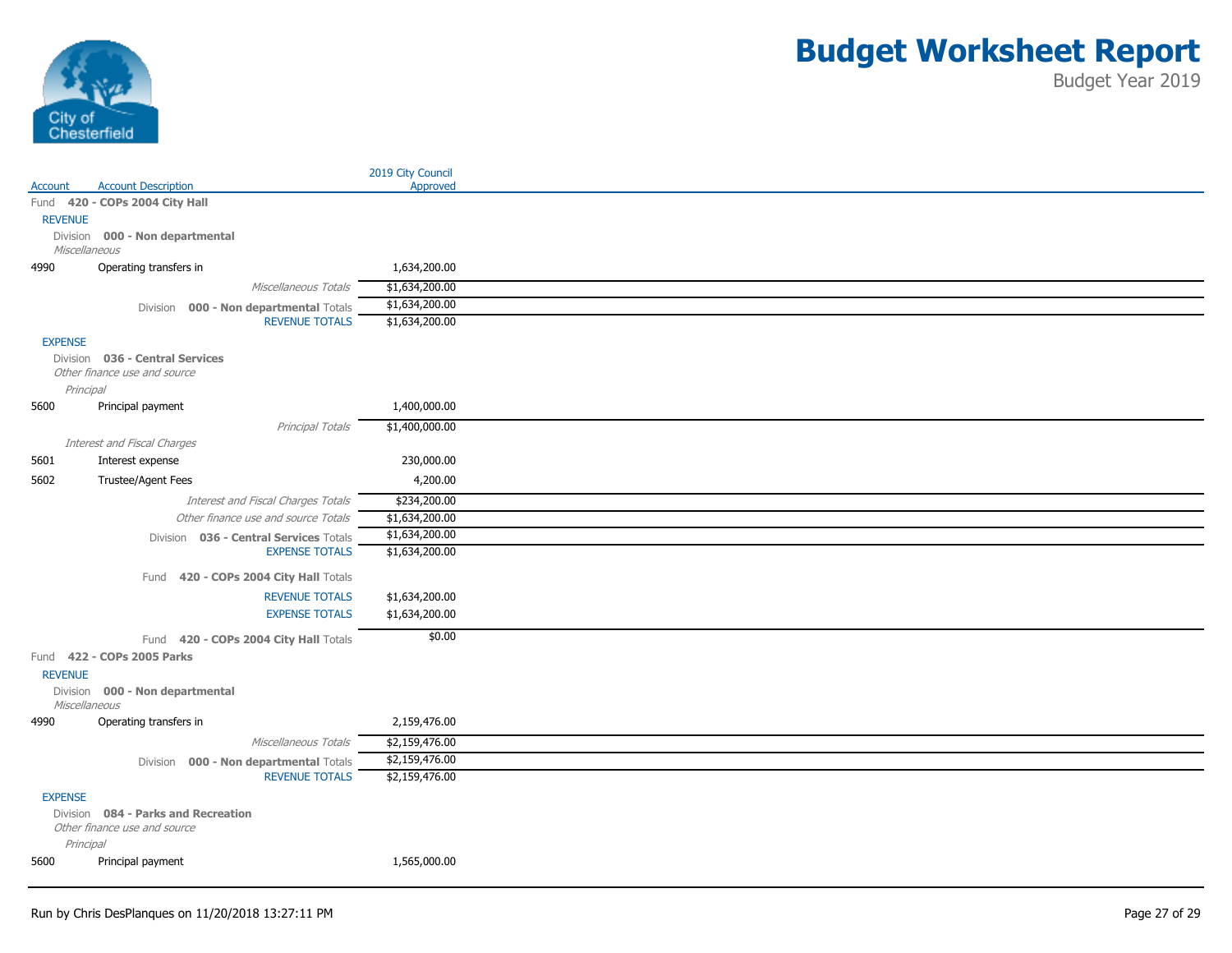# Budget Worksheet Report

Budget Year 2019

| Account | Account Description | 2019 City Council Approved |
|---|---|---|
| **Fund 420 - COPs 2004 City Hall** | | |
| REVENUE | | |
| | Division **000 - Non departmental** | |
| | *Miscellaneous* | |
| 4990 | Operating transfers in | 1,634,200.00 |
| | *Miscellaneous Totals* | $1,634,200.00 |
| | Division **000 - Non departmental** Totals | $1,634,200.00 |
| | REVENUE TOTALS | $1,634,200.00 |
| EXPENSE | | |
| | Division **036 - Central Services** | |
| | *Other finance use and source* | |
| | *Principal* | |
| 5600 | Principal payment | 1,400,000.00 |
| | *Principal Totals* | $1,400,000.00 |
| | *Interest and Fiscal Charges* | |
| 5601 | Interest expense | 230,000.00 |
| 5602 | Trustee/Agent Fees | 4,200.00 |
| | *Interest and Fiscal Charges Totals* | $234,200.00 |
| | *Other finance use and source Totals* | $1,634,200.00 |
| | Division **036 - Central Services** Totals | $1,634,200.00 |
| | EXPENSE TOTALS | $1,634,200.00 |
| | Fund **420 - COPs 2004 City Hall** Totals | |
| | REVENUE TOTALS | $1,634,200.00 |
| | EXPENSE TOTALS | $1,634,200.00 |
| | Fund **420 - COPs 2004 City Hall** Totals | $0.00 |
| **Fund 422 - COPs 2005 Parks** | | |
| REVENUE | | |
| | Division **000 - Non departmental** | |
| | *Miscellaneous* | |
| 4990 | Operating transfers in | 2,159,476.00 |
| | *Miscellaneous Totals* | $2,159,476.00 |
| | Division **000 - Non departmental** Totals | $2,159,476.00 |
| | REVENUE TOTALS | $2,159,476.00 |
| EXPENSE | | |
| | Division **084 - Parks and Recreation** | |
| | *Other finance use and source* | |
| | *Principal* | |
| 5600 | Principal payment | 1,565,000.00 |

Run by Chris DesPlanques on 11/20/2018 13:27:11 PM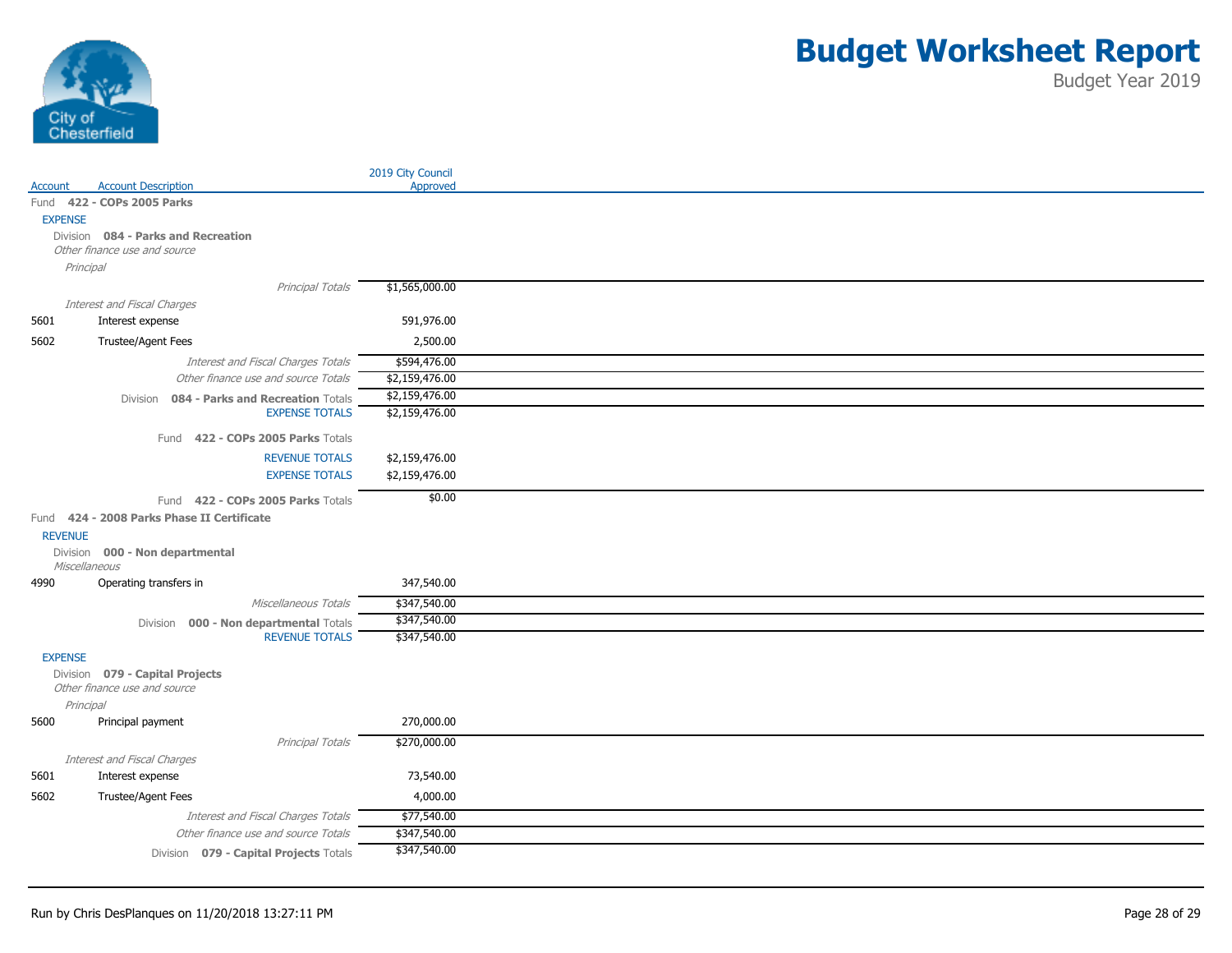# Budget Worksheet Report

Budget Year 2019

City of Chesterfield

| Account | Account Description | 2019 City Council Approved |
|---|---|---|
| Fund **422 - COPs 2005 Parks** | | |
| EXPENSE | | |
| Division **084 - Parks and Recreation** | | |
| *Other finance use and source* | | |
| *Principal* | | |
| | *Principal Totals* | $1,565,000.00 |
| *Interest and Fiscal Charges* | | |
| 5601 | Interest expense | 591,976.00 |
| 5602 | Trustee/Agent Fees | 2,500.00 |
| | *Interest and Fiscal Charges Totals* | $594,476.00 |
| | *Other finance use and source Totals* | $2,159,476.00 |
| | Division **084 - Parks and Recreation** Totals | $2,159,476.00 |
| | EXPENSE TOTALS | $2,159,476.00 |
| | Fund **422 - COPs 2005 Parks** Totals | |
| | REVENUE TOTALS | $2,159,476.00 |
| | EXPENSE TOTALS | $2,159,476.00 |
| | Fund **422 - COPs 2005 Parks** Totals | $0.00 |
| Fund **424 - 2008 Parks Phase II Certificate** | | |
| REVENUE | | |
| Division **000 - Non departmental** | | |
| *Miscellaneous* | | |
| 4990 | Operating transfers in | 347,540.00 |
| | *Miscellaneous Totals* | $347,540.00 |
| | Division **000 - Non departmental** Totals | $347,540.00 |
| | REVENUE TOTALS | $347,540.00 |
| EXPENSE | | |
| Division **079 - Capital Projects** | | |
| *Other finance use and source* | | |
| *Principal* | | |
| 5600 | Principal payment | 270,000.00 |
| | *Principal Totals* | $270,000.00 |
| *Interest and Fiscal Charges* | | |
| 5601 | Interest expense | 73,540.00 |
| 5602 | Trustee/Agent Fees | 4,000.00 |
| | *Interest and Fiscal Charges Totals* | $77,540.00 |
| | *Other finance use and source Totals* | $347,540.00 |
| | Division **079 - Capital Projects** Totals | $347,540.00 |

Run by Chris DesPlanques on 11/20/2018 13:27:11 PM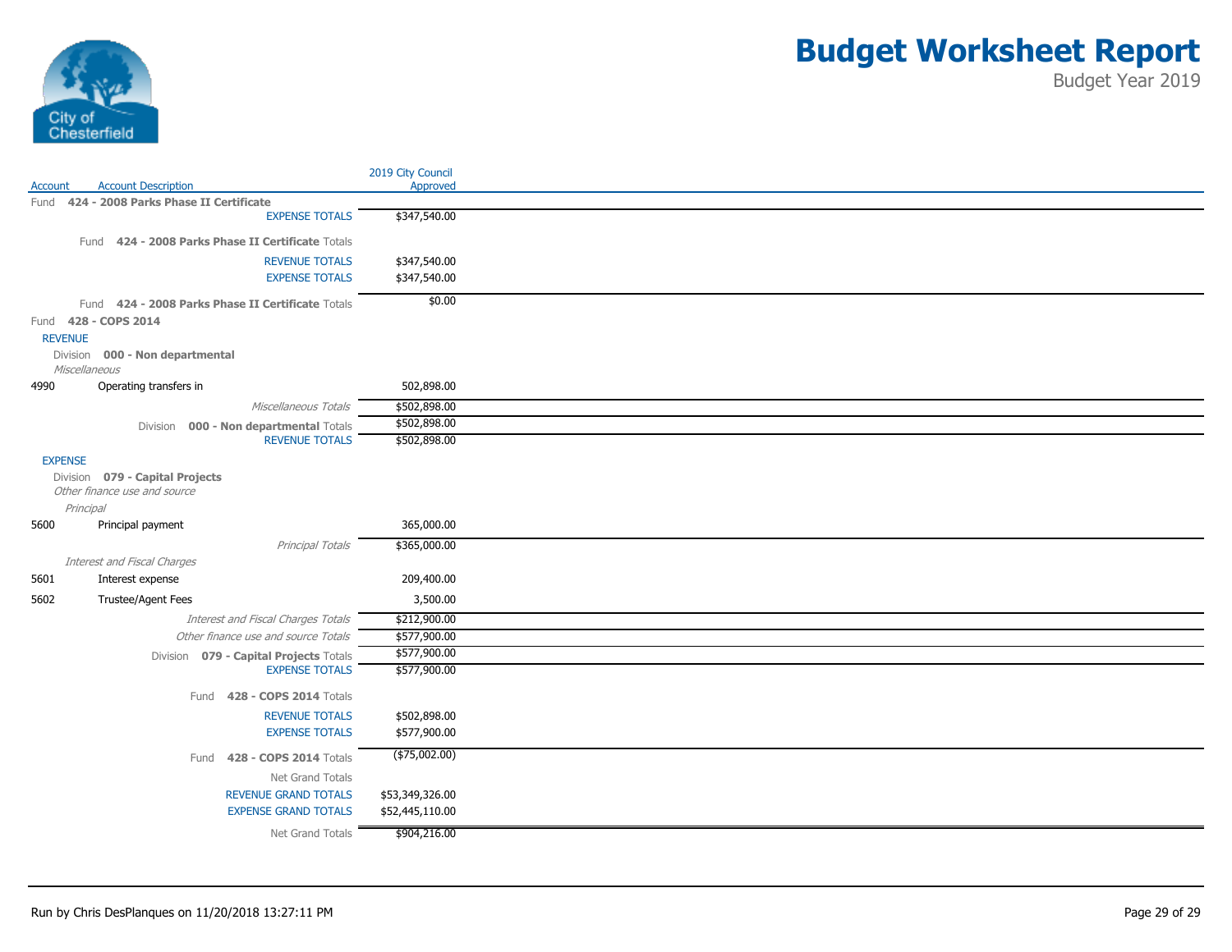# Budget Worksheet Report

Budget Year 2019

City of Chesterfield

| Account | Account Description | 2019 City Council Approved |
|---|---|---|
| Fund **424 - 2008 Parks Phase II Certificate** | | |
| | EXPENSE TOTALS | $347,540.00 |
| | Fund **424 - 2008 Parks Phase II Certificate** Totals | |
| | REVENUE TOTALS | $347,540.00 |
| | EXPENSE TOTALS | $347,540.00 |
| | Fund **424 - 2008 Parks Phase II Certificate** Totals | $0.00 |
| Fund **428 - COPS 2014** | | |
| REVENUE | | |
| Division **000 - Non departmental** | | |
| *Miscellaneous* | | |
| 4990 | Operating transfers in | 502,898.00 |
| | *Miscellaneous Totals* | $502,898.00 |
| | Division **000 - Non departmental** Totals | $502,898.00 |
| | REVENUE TOTALS | $502,898.00 |
| EXPENSE | | |
| Division **079 - Capital Projects** | | |
| *Other finance use and source* | | |
| *Principal* | | |
| 5600 | Principal payment | 365,000.00 |
| | *Principal Totals* | $365,000.00 |
| *Interest and Fiscal Charges* | | |
| 5601 | Interest expense | 209,400.00 |
| 5602 | Trustee/Agent Fees | 3,500.00 |
| | *Interest and Fiscal Charges Totals* | $212,900.00 |
| | *Other finance use and source Totals* | $577,900.00 |
| | Division **079 - Capital Projects** Totals | $577,900.00 |
| | EXPENSE TOTALS | $577,900.00 |
| | Fund **428 - COPS 2014** Totals | |
| | REVENUE TOTALS | $502,898.00 |
| | EXPENSE TOTALS | $577,900.00 |
| | Fund **428 - COPS 2014** Totals | ($75,002.00) |
| | Net Grand Totals | |
| | REVENUE GRAND TOTALS | $53,349,326.00 |
| | EXPENSE GRAND TOTALS | $52,445,110.00 |
| | Net Grand Totals | $904,216.00 |

Run by Chris DesPlanques on 11/20/2018 13:27:11 PM